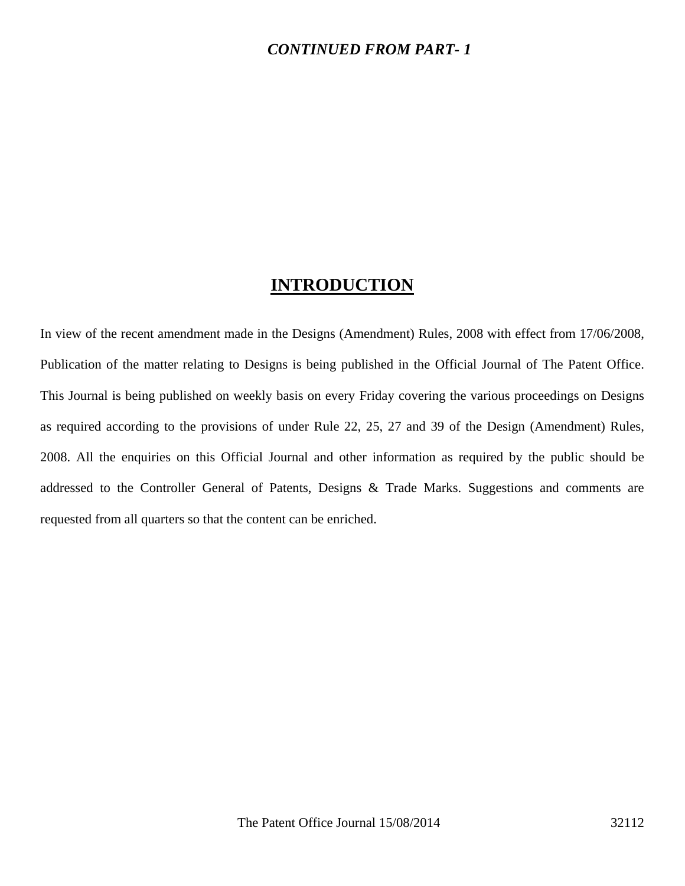***CONTINUED FROM PART- 1***

# INTRODUCTION

In view of the recent amendment made in the Designs (Amendment) Rules, 2008 with effect from 17/06/2008, Publication of the matter relating to Designs is being published in the Official Journal of The Patent Office. This Journal is being published on weekly basis on every Friday covering the various proceedings on Designs as required according to the provisions of under Rule 22, 25, 27 and 39 of the Design (Amendment) Rules, 2008. All the enquiries on this Official Journal and other information as required by the public should be addressed to the Controller General of Patents, Designs & Trade Marks. Suggestions and comments are requested from all quarters so that the content can be enriched.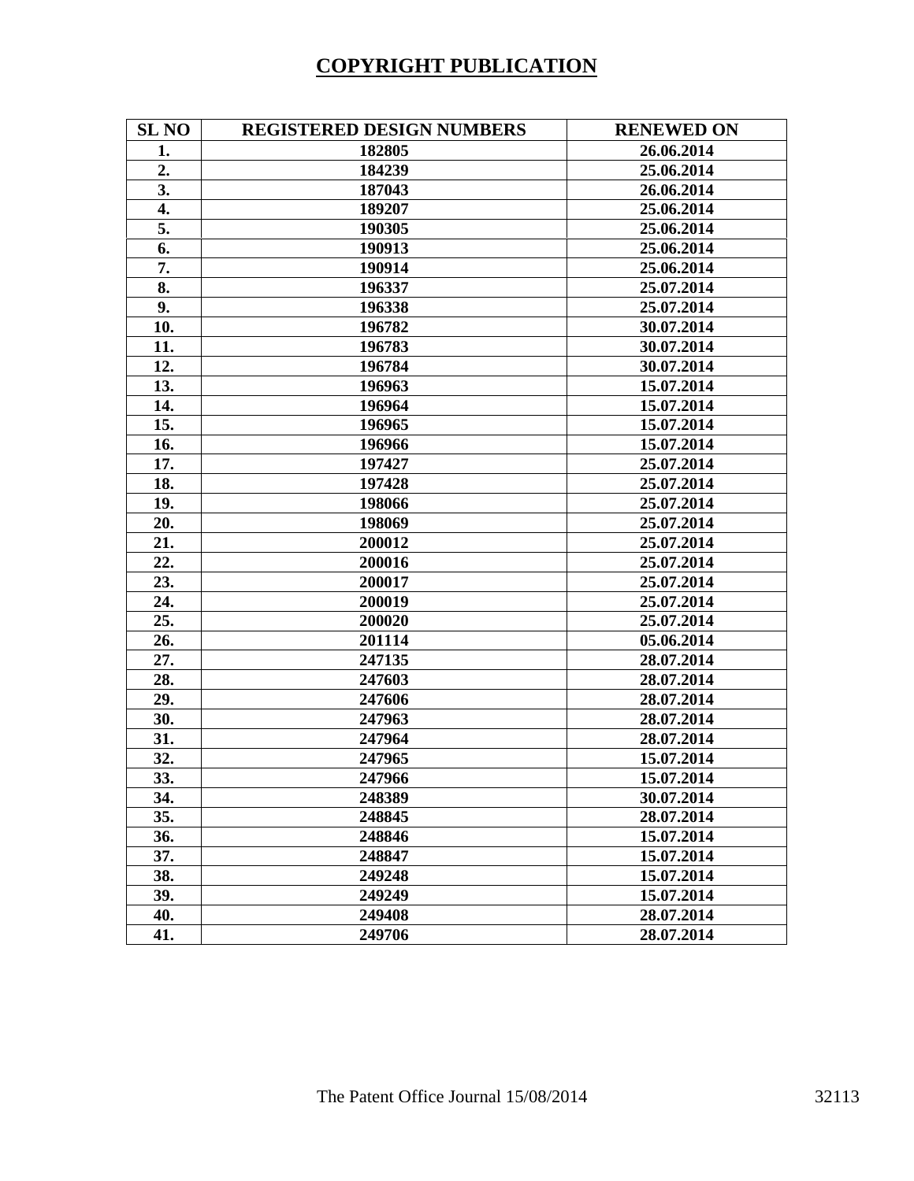## COPYRIGHT PUBLICATION

| SL NO | REGISTERED DESIGN NUMBERS | RENEWED ON |
|---|---|---|
| 1. | 182805 | 26.06.2014 |
| 2. | 184239 | 25.06.2014 |
| 3. | 187043 | 26.06.2014 |
| 4. | 189207 | 25.06.2014 |
| 5. | 190305 | 25.06.2014 |
| 6. | 190913 | 25.06.2014 |
| 7. | 190914 | 25.06.2014 |
| 8. | 196337 | 25.07.2014 |
| 9. | 196338 | 25.07.2014 |
| 10. | 196782 | 30.07.2014 |
| 11. | 196783 | 30.07.2014 |
| 12. | 196784 | 30.07.2014 |
| 13. | 196963 | 15.07.2014 |
| 14. | 196964 | 15.07.2014 |
| 15. | 196965 | 15.07.2014 |
| 16. | 196966 | 15.07.2014 |
| 17. | 197427 | 25.07.2014 |
| 18. | 197428 | 25.07.2014 |
| 19. | 198066 | 25.07.2014 |
| 20. | 198069 | 25.07.2014 |
| 21. | 200012 | 25.07.2014 |
| 22. | 200016 | 25.07.2014 |
| 23. | 200017 | 25.07.2014 |
| 24. | 200019 | 25.07.2014 |
| 25. | 200020 | 25.07.2014 |
| 26. | 201114 | 05.06.2014 |
| 27. | 247135 | 28.07.2014 |
| 28. | 247603 | 28.07.2014 |
| 29. | 247606 | 28.07.2014 |
| 30. | 247963 | 28.07.2014 |
| 31. | 247964 | 28.07.2014 |
| 32. | 247965 | 15.07.2014 |
| 33. | 247966 | 15.07.2014 |
| 34. | 248389 | 30.07.2014 |
| 35. | 248845 | 28.07.2014 |
| 36. | 248846 | 15.07.2014 |
| 37. | 248847 | 15.07.2014 |
| 38. | 249248 | 15.07.2014 |
| 39. | 249249 | 15.07.2014 |
| 40. | 249408 | 28.07.2014 |
| 41. | 249706 | 28.07.2014 |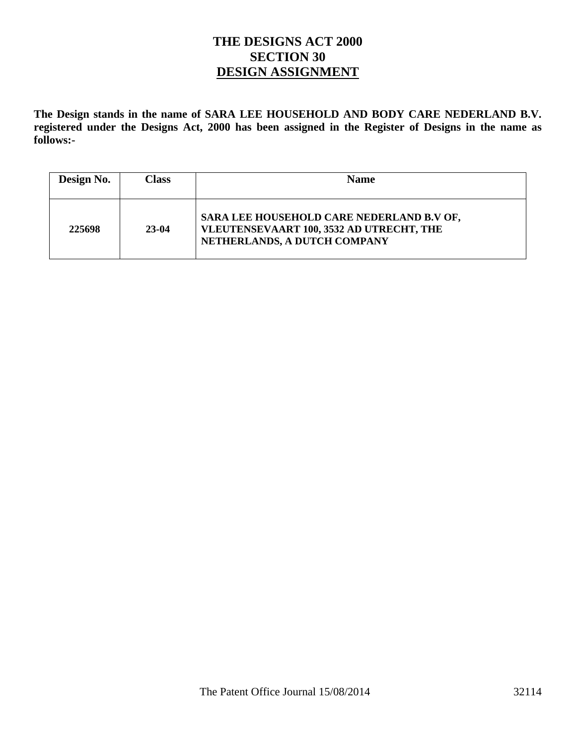# THE DESIGNS ACT 2000
## SECTION 30
## DESIGN ASSIGNMENT

**The Design stands in the name of SARA LEE HOUSEHOLD AND BODY CARE NEDERLAND B.V. registered under the Designs Act, 2000 has been assigned in the Register of Designs in the name as follows:-**

| Design No. | Class | Name |
|---|---|---|
| 225698 | 23-04 | SARA LEE HOUSEHOLD CARE NEDERLAND B.V OF, VLEUTENSEVAART 100, 3532 AD UTRECHT, THE NETHERLANDS, A DUTCH COMPANY |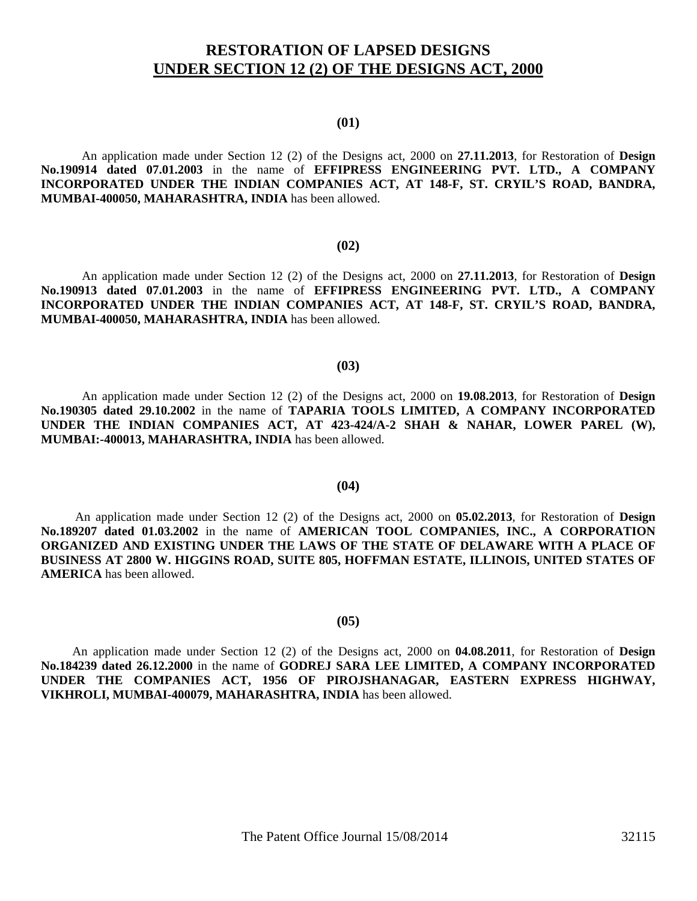# RESTORATION OF LAPSED DESIGNS UNDER SECTION 12 (2) OF THE DESIGNS ACT, 2000

**(01)**

An application made under Section 12 (2) of the Designs act, 2000 on **27.11.2013**, for Restoration of **Design No.190914 dated 07.01.2003** in the name of **EFFIPRESS ENGINEERING PVT. LTD., A COMPANY INCORPORATED UNDER THE INDIAN COMPANIES ACT, AT 148-F, ST. CRYIL'S ROAD, BANDRA, MUMBAI-400050, MAHARASHTRA, INDIA** has been allowed.

**(02)**

An application made under Section 12 (2) of the Designs act, 2000 on **27.11.2013**, for Restoration of **Design No.190913 dated 07.01.2003** in the name of **EFFIPRESS ENGINEERING PVT. LTD., A COMPANY INCORPORATED UNDER THE INDIAN COMPANIES ACT, AT 148-F, ST. CRYIL'S ROAD, BANDRA, MUMBAI-400050, MAHARASHTRA, INDIA** has been allowed.

**(03)**

An application made under Section 12 (2) of the Designs act, 2000 on **19.08.2013**, for Restoration of **Design No.190305 dated 29.10.2002** in the name of **TAPARIA TOOLS LIMITED, A COMPANY INCORPORATED UNDER THE INDIAN COMPANIES ACT, AT 423-424/A-2 SHAH & NAHAR, LOWER PAREL (W), MUMBAI:-400013, MAHARASHTRA, INDIA** has been allowed.

**(04)**

An application made under Section 12 (2) of the Designs act, 2000 on **05.02.2013**, for Restoration of **Design No.189207 dated 01.03.2002** in the name of **AMERICAN TOOL COMPANIES, INC., A CORPORATION ORGANIZED AND EXISTING UNDER THE LAWS OF THE STATE OF DELAWARE WITH A PLACE OF BUSINESS AT 2800 W. HIGGINS ROAD, SUITE 805, HOFFMAN ESTATE, ILLINOIS, UNITED STATES OF AMERICA** has been allowed.

**(05)**

An application made under Section 12 (2) of the Designs act, 2000 on **04.08.2011**, for Restoration of **Design No.184239 dated 26.12.2000** in the name of **GODREJ SARA LEE LIMITED, A COMPANY INCORPORATED UNDER THE COMPANIES ACT, 1956 OF PIROJSHANAGAR, EASTERN EXPRESS HIGHWAY, VIKHROLI, MUMBAI-400079, MAHARASHTRA, INDIA** has been allowed.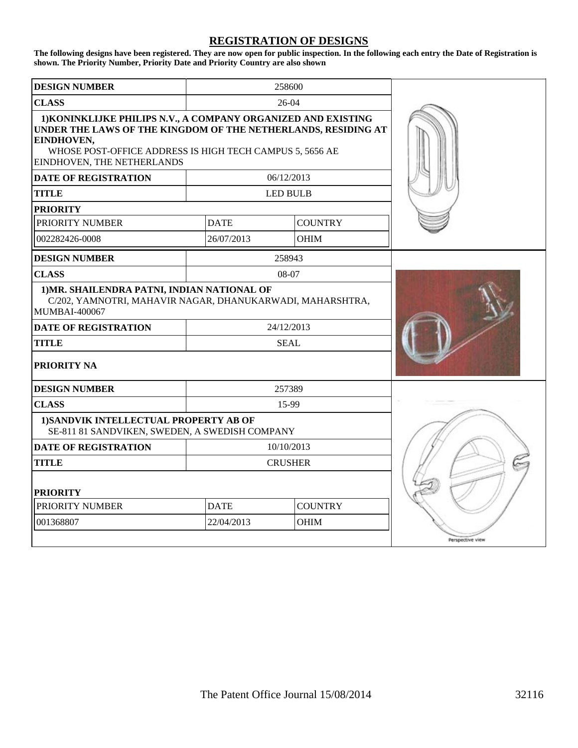## REGISTRATION OF DESIGNS

**The following designs have been registered. They are now open for public inspection. In the following each entry the Date of Registration is shown. The Priority Number, Priority Date and Priority Country are also shown**

| **DESIGN NUMBER** | 258600 | |
|---|---|---|
| **CLASS** | 26-04 | |
| **1)KONINKLIJKE PHILIPS N.V., A COMPANY ORGANIZED AND EXISTING UNDER THE LAWS OF THE KINGDOM OF THE NETHERLANDS, RESIDING AT EINDHOVEN,** WHOSE POST-OFFICE ADDRESS IS HIGH TECH CAMPUS 5, 5656 AE EINDHOVEN, THE NETHERLANDS | | |
| **DATE OF REGISTRATION** | 06/12/2013 | |
| **TITLE** | LED BULB | |
| **PRIORITY** | | |
| PRIORITY NUMBER | DATE | COUNTRY |
| 002282426-0008 | 26/07/2013 | OHIM |

| **DESIGN NUMBER** | 258943 |
|---|---|
| **CLASS** | 08-07 |
| **1)MR. SHAILENDRA PATNI, INDIAN NATIONAL OF** C/202, YAMNOTRI, MAHAVIR NAGAR, DHANUKARWADI, MAHARSHTRA, MUMBAI-400067 | |
| **DATE OF REGISTRATION** | 24/12/2013 |
| **TITLE** | SEAL |
| **PRIORITY NA** | |

| **DESIGN NUMBER** | 257389 | |
|---|---|---|
| **CLASS** | 15-99 | |
| **1)SANDVIK INTELLECTUAL PROPERTY AB OF** SE-811 81 SANDVIKEN, SWEDEN, A SWEDISH COMPANY | | |
| **DATE OF REGISTRATION** | 10/10/2013 | |
| **TITLE** | CRUSHER | |
| **PRIORITY** | | |
| PRIORITY NUMBER | DATE | COUNTRY |
| 001368807 | 22/04/2013 | OHIM |

Perspective view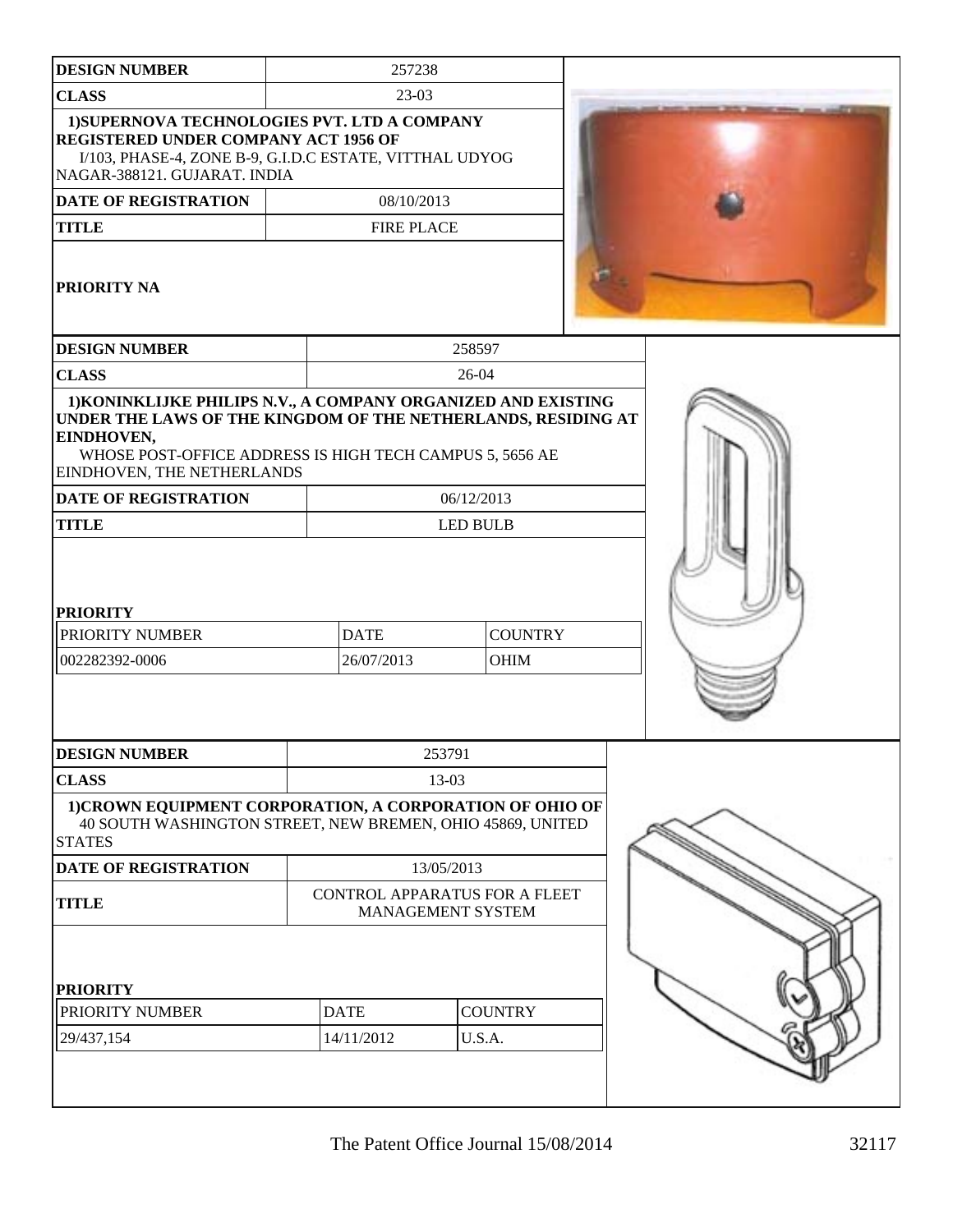| DESIGN NUMBER | 257238 |
| --- | --- |
| CLASS | 23-03 |
| 1)SUPERNOVA TECHNOLOGIES PVT. LTD A COMPANY REGISTERED UNDER COMPANY ACT 1956 OF<br>I/103, PHASE-4, ZONE B-9, G.I.D.C ESTATE, VITTHAL UDYOG NAGAR-388121. GUJARAT. INDIA | |
| DATE OF REGISTRATION | 08/10/2013 |
| TITLE | FIRE PLACE |
| PRIORITY NA | |

| DESIGN NUMBER | 258597 | |
| --- | --- | --- |
| CLASS | 26-04 | |
| 1)KONINKLIJKE PHILIPS N.V., A COMPANY ORGANIZED AND EXISTING UNDER THE LAWS OF THE KINGDOM OF THE NETHERLANDS, RESIDING AT EINDHOVEN,<br>WHOSE POST-OFFICE ADDRESS IS HIGH TECH CAMPUS 5, 5656 AE EINDHOVEN, THE NETHERLANDS | | |
| DATE OF REGISTRATION | 06/12/2013 | |
| TITLE | LED BULB | |
| PRIORITY | | |
| PRIORITY NUMBER | DATE | COUNTRY |
| 002282392-0006 | 26/07/2013 | OHIM |

| DESIGN NUMBER | 253791 | |
| --- | --- | --- |
| CLASS | 13-03 | |
| 1)CROWN EQUIPMENT CORPORATION, A CORPORATION OF OHIO OF<br>40 SOUTH WASHINGTON STREET, NEW BREMEN, OHIO 45869, UNITED STATES | | |
| DATE OF REGISTRATION | 13/05/2013 | |
| TITLE | CONTROL APPARATUS FOR A FLEET MANAGEMENT SYSTEM | |
| PRIORITY | | |
| PRIORITY NUMBER | DATE | COUNTRY |
| 29/437,154 | 14/11/2012 | U.S.A. |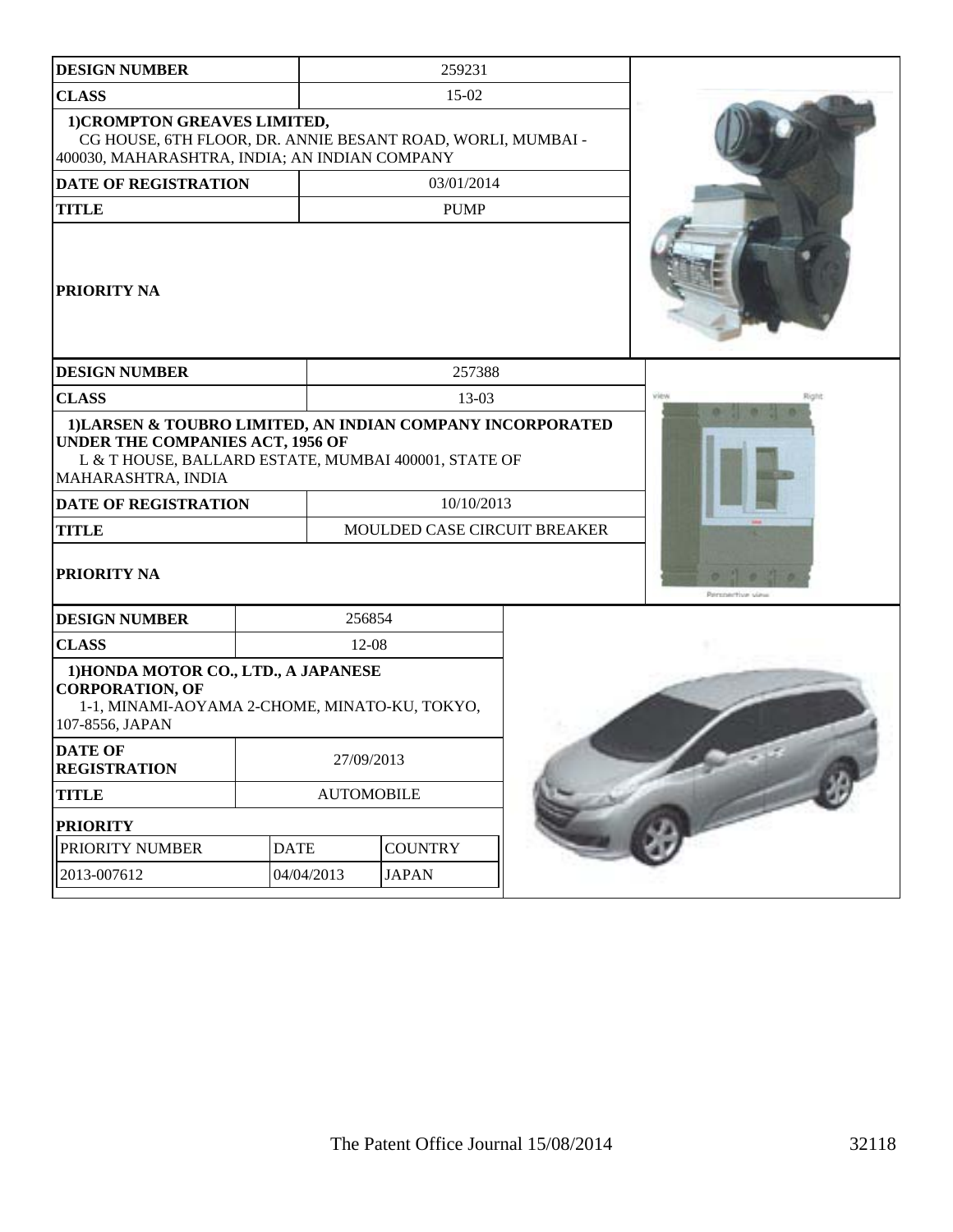| DESIGN NUMBER | 259231 |
|---|---|
| CLASS | 15-02 |
| 1)CROMPTON GREAVES LIMITED, CG HOUSE, 6TH FLOOR, DR. ANNIE BESANT ROAD, WORLI, MUMBAI - 400030, MAHARASHTRA, INDIA; AN INDIAN COMPANY | |
| DATE OF REGISTRATION | 03/01/2014 |
| TITLE | PUMP |
| PRIORITY NA | |

| DESIGN NUMBER | 257388 |
|---|---|
| CLASS | 13-03 |
| 1)LARSEN & TOUBRO LIMITED, AN INDIAN COMPANY INCORPORATED UNDER THE COMPANIES ACT, 1956 OF L & T HOUSE, BALLARD ESTATE, MUMBAI 400001, STATE OF MAHARASHTRA, INDIA | |
| DATE OF REGISTRATION | 10/10/2013 |
| TITLE | MOULDED CASE CIRCUIT BREAKER |
| PRIORITY NA | |

| DESIGN NUMBER | 256854 |
|---|---|
| CLASS | 12-08 |
| 1)HONDA MOTOR CO., LTD., A JAPANESE CORPORATION, OF 1-1, MINAMI-AOYAMA 2-CHOME, MINATO-KU, TOKYO, 107-8556, JAPAN | |
| DATE OF REGISTRATION | 27/09/2013 |
| TITLE | AUTOMOBILE |

**PRIORITY**

| PRIORITY NUMBER | DATE | COUNTRY |
|---|---|---|
| 2013-007612 | 04/04/2013 | JAPAN |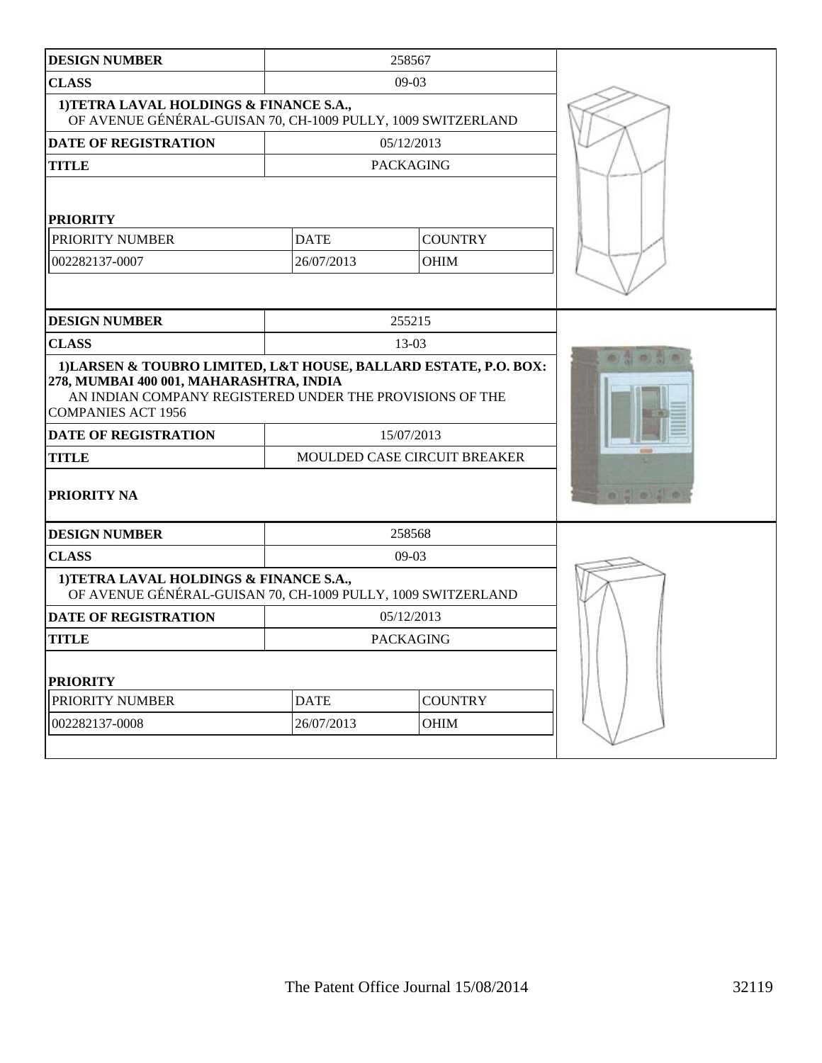| DESIGN NUMBER | 258567 | |
|---|---|---|
| CLASS | 09-03 | |
| 1)TETRA LAVAL HOLDINGS & FINANCE S.A., OF AVENUE GÉNÉRAL-GUISAN 70, CH-1009 PULLY, 1009 SWITZERLAND | | |
| DATE OF REGISTRATION | 05/12/2013 | |
| TITLE | PACKAGING | |
| **PRIORITY** | | |
| PRIORITY NUMBER | DATE | COUNTRY |
| 002282137-0007 | 26/07/2013 | OHIM |

| DESIGN NUMBER | 255215 |
|---|---|
| CLASS | 13-03 |
| 1)LARSEN & TOUBRO LIMITED, L&T HOUSE, BALLARD ESTATE, P.O. BOX: 278, MUMBAI 400 001, MAHARASHTRA, INDIA AN INDIAN COMPANY REGISTERED UNDER THE PROVISIONS OF THE COMPANIES ACT 1956 | |
| DATE OF REGISTRATION | 15/07/2013 |
| TITLE | MOULDED CASE CIRCUIT BREAKER |
| **PRIORITY NA** | |

| DESIGN NUMBER | 258568 | |
|---|---|---|
| CLASS | 09-03 | |
| 1)TETRA LAVAL HOLDINGS & FINANCE S.A., OF AVENUE GÉNÉRAL-GUISAN 70, CH-1009 PULLY, 1009 SWITZERLAND | | |
| DATE OF REGISTRATION | 05/12/2013 | |
| TITLE | PACKAGING | |
| **PRIORITY** | | |
| PRIORITY NUMBER | DATE | COUNTRY |
| 002282137-0008 | 26/07/2013 | OHIM |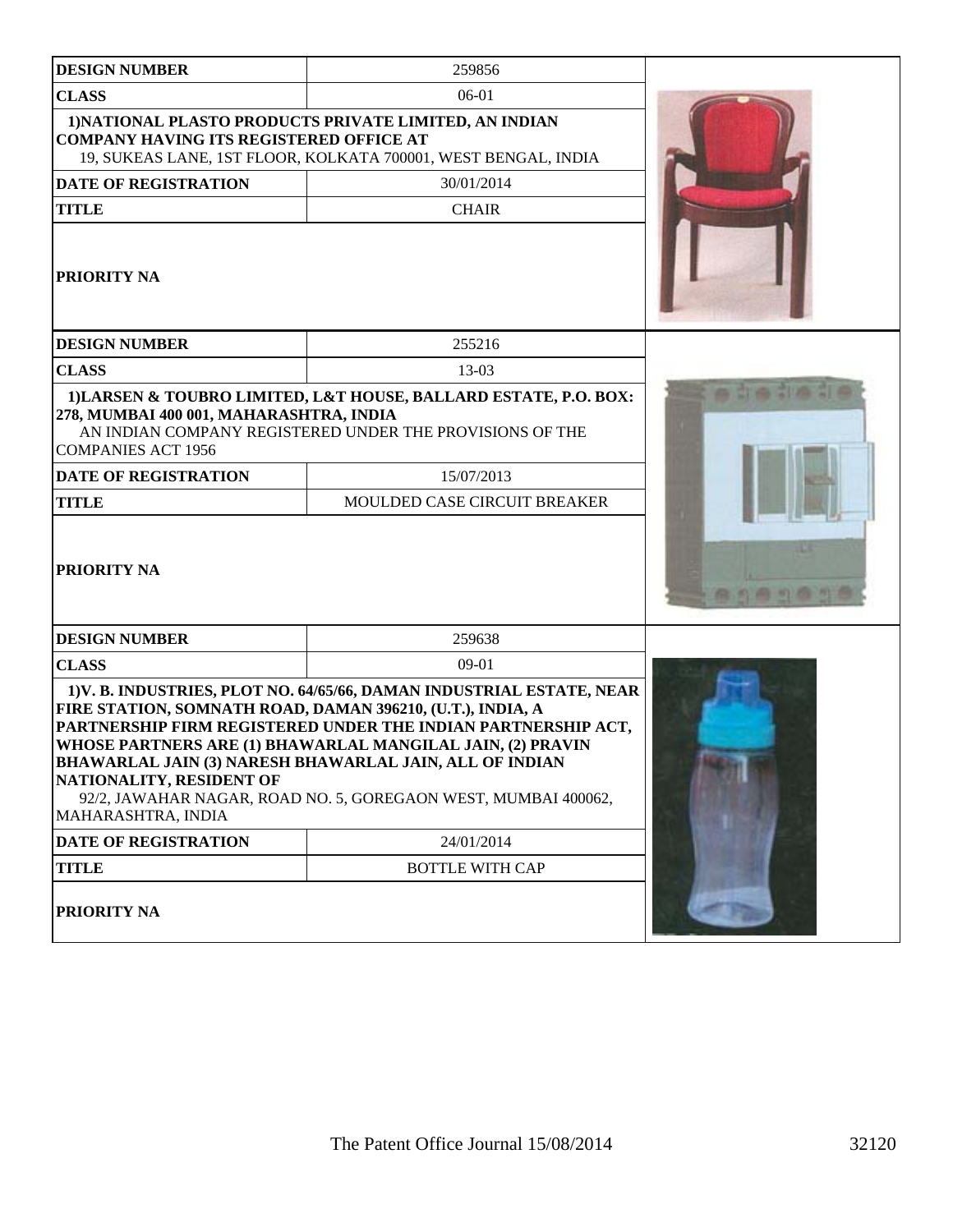| DESIGN NUMBER | 259856 |
| --- | --- |
| CLASS | 06-01 |
| 1)NATIONAL PLASTO PRODUCTS PRIVATE LIMITED, AN INDIAN COMPANY HAVING ITS REGISTERED OFFICE AT 19, SUKEAS LANE, 1ST FLOOR, KOLKATA 700001, WEST BENGAL, INDIA | |
| DATE OF REGISTRATION | 30/01/2014 |
| TITLE | CHAIR |
| PRIORITY NA | |

| DESIGN NUMBER | 255216 |
| --- | --- |
| CLASS | 13-03 |
| 1)LARSEN & TOUBRO LIMITED, L&T HOUSE, BALLARD ESTATE, P.O. BOX: 278, MUMBAI 400 001, MAHARASHTRA, INDIA AN INDIAN COMPANY REGISTERED UNDER THE PROVISIONS OF THE COMPANIES ACT 1956 | |
| DATE OF REGISTRATION | 15/07/2013 |
| TITLE | MOULDED CASE CIRCUIT BREAKER |
| PRIORITY NA | |

| DESIGN NUMBER | 259638 |
| --- | --- |
| CLASS | 09-01 |
| 1)V. B. INDUSTRIES, PLOT NO. 64/65/66, DAMAN INDUSTRIAL ESTATE, NEAR FIRE STATION, SOMNATH ROAD, DAMAN 396210, (U.T.), INDIA, A PARTNERSHIP FIRM REGISTERED UNDER THE INDIAN PARTNERSHIP ACT, WHOSE PARTNERS ARE (1) BHAWARLAL MANGILAL JAIN, (2) PRAVIN BHAWARLAL JAIN (3) NARESH BHAWARLAL JAIN, ALL OF INDIAN NATIONALITY, RESIDENT OF 92/2, JAWAHAR NAGAR, ROAD NO. 5, GOREGAON WEST, MUMBAI 400062, MAHARASHTRA, INDIA | |
| DATE OF REGISTRATION | 24/01/2014 |
| TITLE | BOTTLE WITH CAP |
| PRIORITY NA | |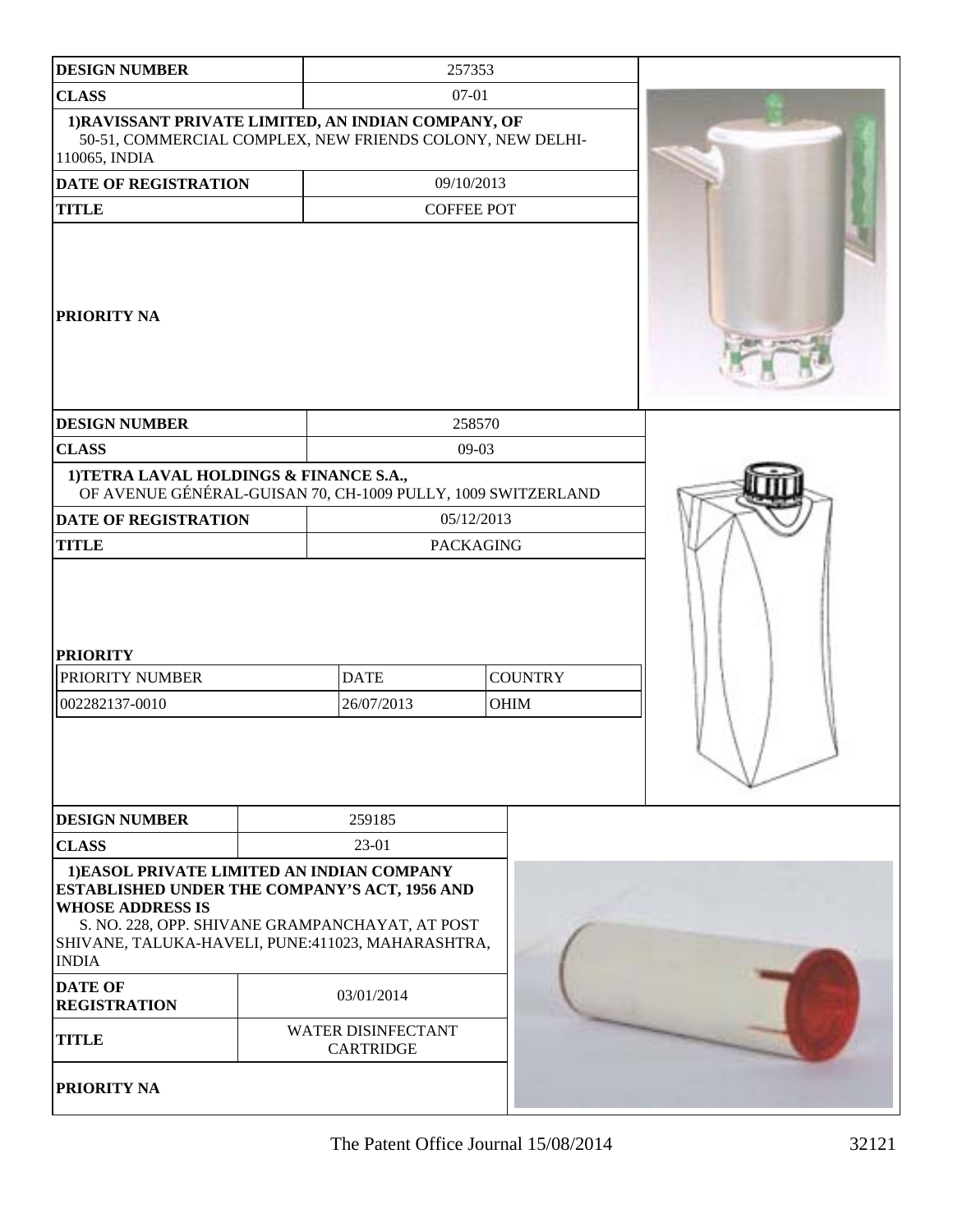| DESIGN NUMBER | 257353 |
|---|---|
| CLASS | 07-01 |
| 1)RAVISSANT PRIVATE LIMITED, AN INDIAN COMPANY, OF 50-51, COMMERCIAL COMPLEX, NEW FRIENDS COLONY, NEW DELHI-110065, INDIA | |
| DATE OF REGISTRATION | 09/10/2013 |
| TITLE | COFFEE POT |
| PRIORITY NA | |

| DESIGN NUMBER | 258570 | |
|---|---|---|
| CLASS | 09-03 | |
| 1)TETRA LAVAL HOLDINGS & FINANCE S.A., OF AVENUE GÉNÉRAL-GUISAN 70, CH-1009 PULLY, 1009 SWITZERLAND | | |
| DATE OF REGISTRATION | 05/12/2013 | |
| TITLE | PACKAGING | |
| PRIORITY | | |
| PRIORITY NUMBER | DATE | COUNTRY |
| 002282137-0010 | 26/07/2013 | OHIM |

| DESIGN NUMBER | 259185 |
|---|---|
| CLASS | 23-01 |
| 1)EASOL PRIVATE LIMITED AN INDIAN COMPANY ESTABLISHED UNDER THE COMPANY'S ACT, 1956 AND WHOSE ADDRESS IS S. NO. 228, OPP. SHIVANE GRAMPANCHAYAT, AT POST SHIVANE, TALUKA-HAVELI, PUNE:411023, MAHARASHTRA, INDIA | |
| DATE OF REGISTRATION | 03/01/2014 |
| TITLE | WATER DISINFECTANT CARTRIDGE |
| PRIORITY NA | |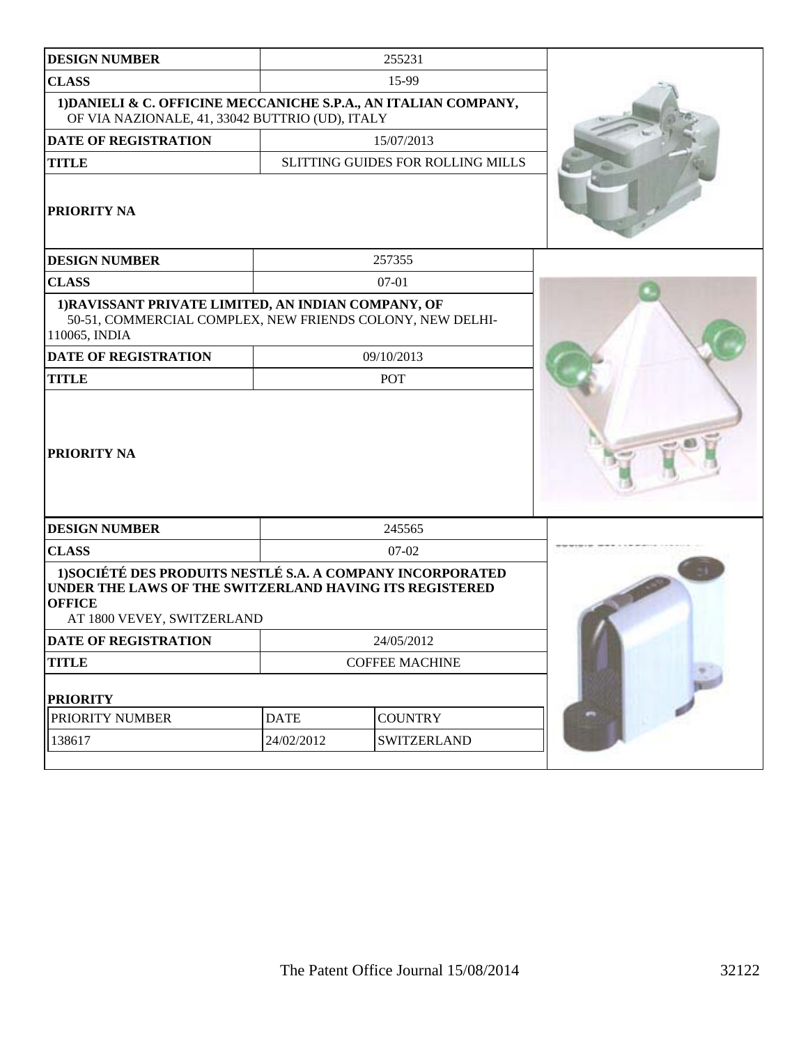| DESIGN NUMBER | 255231 |
| --- | --- |
| CLASS | 15-99 |
| 1)DANIELI & C. OFFICINE MECCANICHE S.P.A., AN ITALIAN COMPANY, OF VIA NAZIONALE, 41, 33042 BUTTRIO (UD), ITALY | |
| DATE OF REGISTRATION | 15/07/2013 |
| TITLE | SLITTING GUIDES FOR ROLLING MILLS |
| PRIORITY NA | |

| DESIGN NUMBER | 257355 |
| --- | --- |
| CLASS | 07-01 |
| 1)RAVISSANT PRIVATE LIMITED, AN INDIAN COMPANY, OF 50-51, COMMERCIAL COMPLEX, NEW FRIENDS COLONY, NEW DELHI-110065, INDIA | |
| DATE OF REGISTRATION | 09/10/2013 |
| TITLE | POT |
| PRIORITY NA | |

| DESIGN NUMBER | 245565 |
| --- | --- |
| CLASS | 07-02 |
| 1)SOCIÉTÉ DES PRODUITS NESTLÉ S.A. A COMPANY INCORPORATED UNDER THE LAWS OF THE SWITZERLAND HAVING ITS REGISTERED OFFICE AT 1800 VEVEY, SWITZERLAND | |
| DATE OF REGISTRATION | 24/05/2012 |
| TITLE | COFFEE MACHINE |

**PRIORITY**

| PRIORITY NUMBER | DATE | COUNTRY |
| --- | --- | --- |
| 138617 | 24/02/2012 | SWITZERLAND |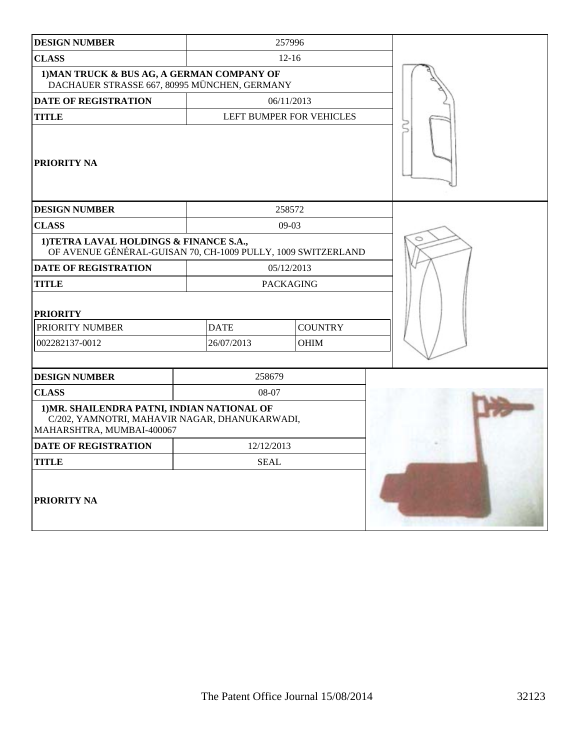| DESIGN NUMBER | 257996 |
|---|---|
| CLASS | 12-16 |
| 1)MAN TRUCK & BUS AG, A GERMAN COMPANY OF DACHAUER STRASSE 667, 80995 MÜNCHEN, GERMANY | |
| DATE OF REGISTRATION | 06/11/2013 |
| TITLE | LEFT BUMPER FOR VEHICLES |
| PRIORITY NA | |

| DESIGN NUMBER | 258572 | |
|---|---|---|
| CLASS | 09-03 | |
| 1)TETRA LAVAL HOLDINGS & FINANCE S.A., OF AVENUE GÉNÉRAL-GUISAN 70, CH-1009 PULLY, 1009 SWITZERLAND | | |
| DATE OF REGISTRATION | 05/12/2013 | |
| TITLE | PACKAGING | |
| PRIORITY | | |
| PRIORITY NUMBER | DATE | COUNTRY |
| 002282137-0012 | 26/07/2013 | OHIM |

| DESIGN NUMBER | 258679 |
|---|---|
| CLASS | 08-07 |
| 1)MR. SHAILENDRA PATNI, INDIAN NATIONAL OF C/202, YAMNOTRI, MAHAVIR NAGAR, DHANUKARWADI, MAHARSHTRA, MUMBAI-400067 | |
| DATE OF REGISTRATION | 12/12/2013 |
| TITLE | SEAL |
| PRIORITY NA | |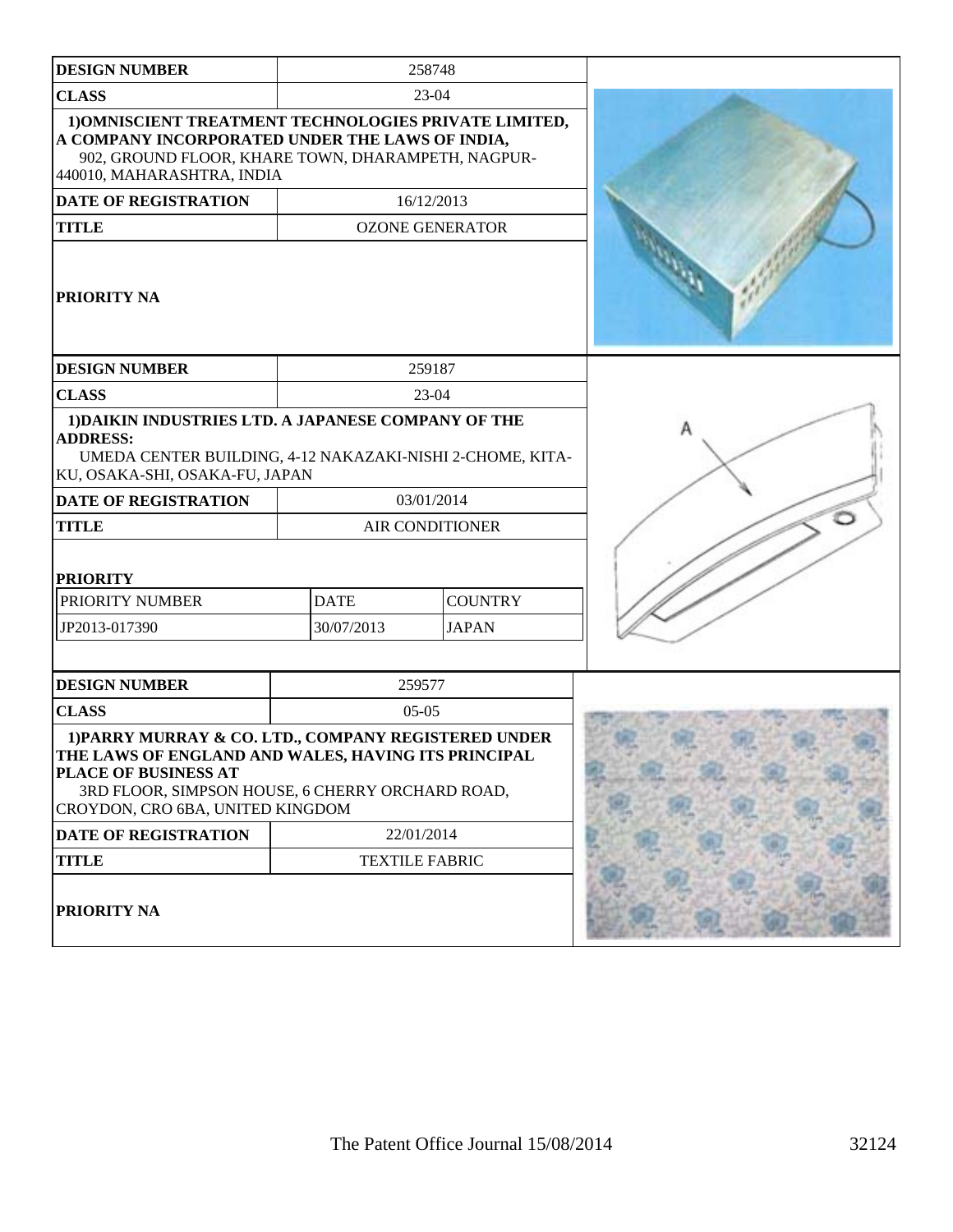| DESIGN NUMBER | 258748 |
| --- | --- |
| CLASS | 23-04 |
| 1)OMNISCIENT TREATMENT TECHNOLOGIES PRIVATE LIMITED, A COMPANY INCORPORATED UNDER THE LAWS OF INDIA, 902, GROUND FLOOR, KHARE TOWN, DHARAMPETH, NAGPUR-440010, MAHARASHTRA, INDIA | |
| DATE OF REGISTRATION | 16/12/2013 |
| TITLE | OZONE GENERATOR |
| PRIORITY NA | |

| DESIGN NUMBER | 259187 | |
| --- | --- | --- |
| CLASS | 23-04 | |
| 1)DAIKIN INDUSTRIES LTD. A JAPANESE COMPANY OF THE ADDRESS: UMEDA CENTER BUILDING, 4-12 NAKAZAKI-NISHI 2-CHOME, KITA-KU, OSAKA-SHI, OSAKA-FU, JAPAN | | |
| DATE OF REGISTRATION | 03/01/2014 | |
| TITLE | AIR CONDITIONER | |
| PRIORITY | | |
| PRIORITY NUMBER | DATE | COUNTRY |
| JP2013-017390 | 30/07/2013 | JAPAN |

| DESIGN NUMBER | 259577 |
| --- | --- |
| CLASS | 05-05 |
| 1)PARRY MURRAY & CO. LTD., COMPANY REGISTERED UNDER THE LAWS OF ENGLAND AND WALES, HAVING ITS PRINCIPAL PLACE OF BUSINESS AT 3RD FLOOR, SIMPSON HOUSE, 6 CHERRY ORCHARD ROAD, CROYDON, CRO 6BA, UNITED KINGDOM | |
| DATE OF REGISTRATION | 22/01/2014 |
| TITLE | TEXTILE FABRIC |
| PRIORITY NA | |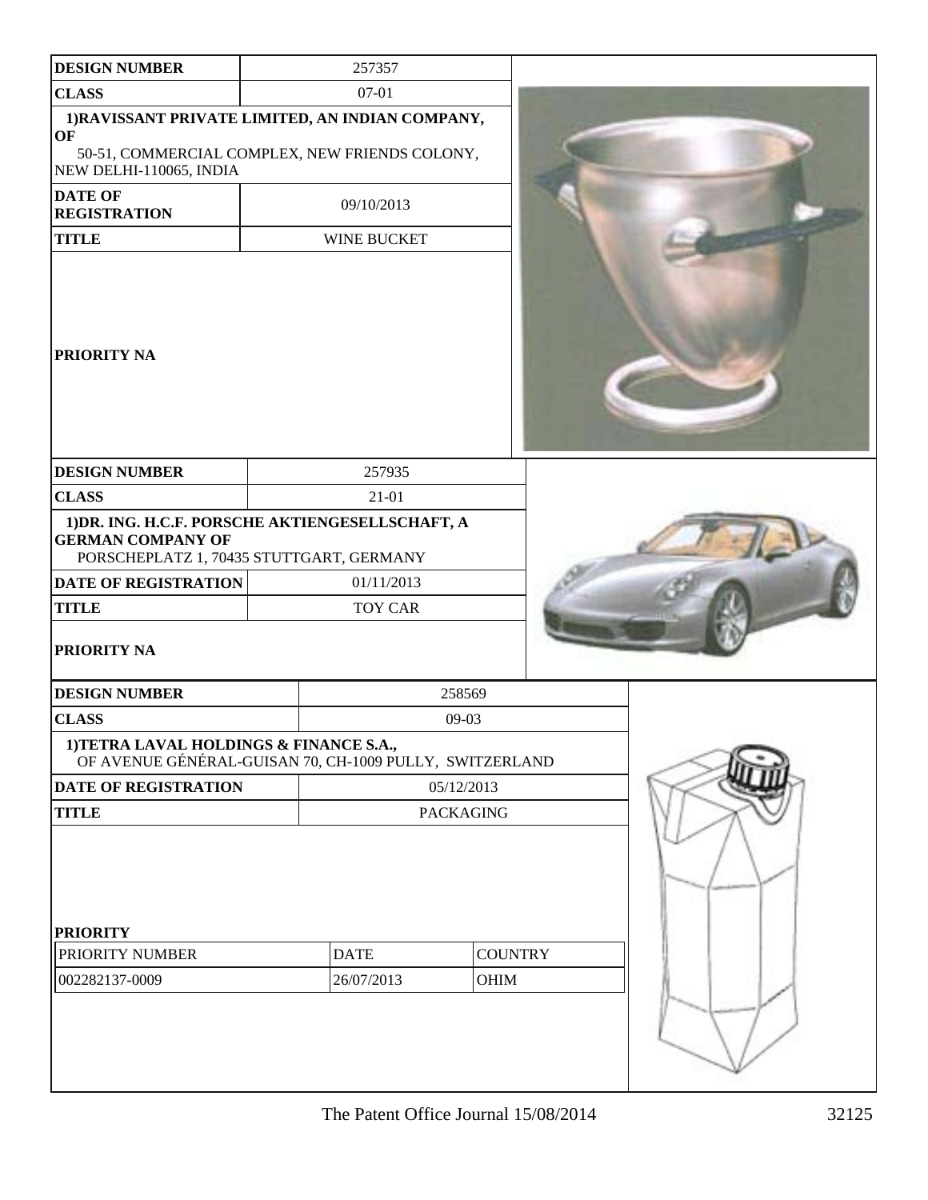| DESIGN NUMBER | 257357 |
| --- | --- |
| CLASS | 07-01 |
| 1)RAVISSANT PRIVATE LIMITED, AN INDIAN COMPANY, OF 50-51, COMMERCIAL COMPLEX, NEW FRIENDS COLONY, NEW DELHI-110065, INDIA | |
| DATE OF REGISTRATION | 09/10/2013 |
| TITLE | WINE BUCKET |
| PRIORITY NA | |

| DESIGN NUMBER | 257935 |
| --- | --- |
| CLASS | 21-01 |
| 1)DR. ING. H.C.F. PORSCHE AKTIENGESELLSCHAFT, A GERMAN COMPANY OF PORSCHEPLATZ 1, 70435 STUTTGART, GERMANY | |
| DATE OF REGISTRATION | 01/11/2013 |
| TITLE | TOY CAR |
| PRIORITY NA | |

| DESIGN NUMBER | 258569 | |
| --- | --- | --- |
| CLASS | 09-03 | |
| 1)TETRA LAVAL HOLDINGS & FINANCE S.A., OF AVENUE GÉNÉRAL-GUISAN 70, CH-1009 PULLY, SWITZERLAND | | |
| DATE OF REGISTRATION | 05/12/2013 | |
| TITLE | PACKAGING | |
| PRIORITY | | |
| PRIORITY NUMBER | DATE | COUNTRY |
| 002282137-0009 | 26/07/2013 | OHIM |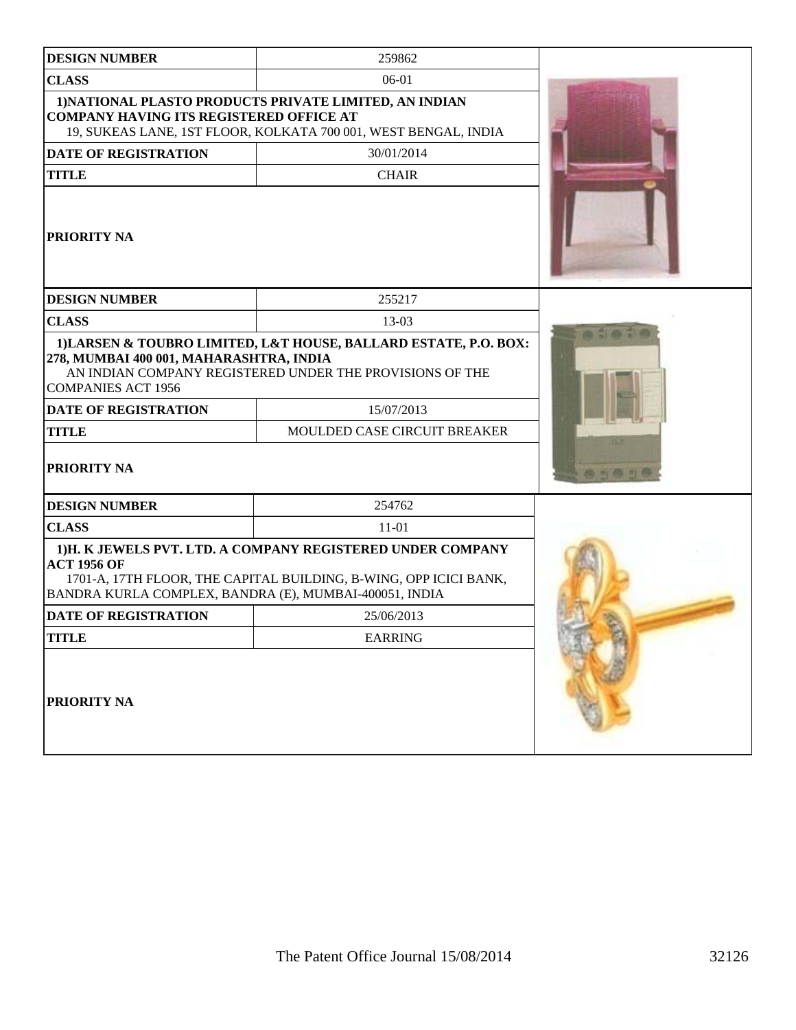| DESIGN NUMBER | 259862 |
| --- | --- |
| CLASS | 06-01 |
| **1)NATIONAL PLASTO PRODUCTS PRIVATE LIMITED, AN INDIAN COMPANY HAVING ITS REGISTERED OFFICE AT** 19, SUKEAS LANE, 1ST FLOOR, KOLKATA 700 001, WEST BENGAL, INDIA | |
| DATE OF REGISTRATION | 30/01/2014 |
| TITLE | CHAIR |
| PRIORITY NA | |

| DESIGN NUMBER | 255217 |
| --- | --- |
| CLASS | 13-03 |
| **1)LARSEN & TOUBRO LIMITED, L&T HOUSE, BALLARD ESTATE, P.O. BOX: 278, MUMBAI 400 001, MAHARASHTRA, INDIA** AN INDIAN COMPANY REGISTERED UNDER THE PROVISIONS OF THE COMPANIES ACT 1956 | |
| DATE OF REGISTRATION | 15/07/2013 |
| TITLE | MOULDED CASE CIRCUIT BREAKER |
| PRIORITY NA | |

| DESIGN NUMBER | 254762 |
| --- | --- |
| CLASS | 11-01 |
| **1)H. K JEWELS PVT. LTD. A COMPANY REGISTERED UNDER COMPANY ACT 1956 OF** 1701-A, 17TH FLOOR, THE CAPITAL BUILDING, B-WING, OPP ICICI BANK, BANDRA KURLA COMPLEX, BANDRA (E), MUMBAI-400051, INDIA | |
| DATE OF REGISTRATION | 25/06/2013 |
| TITLE | EARRING |
| PRIORITY NA | |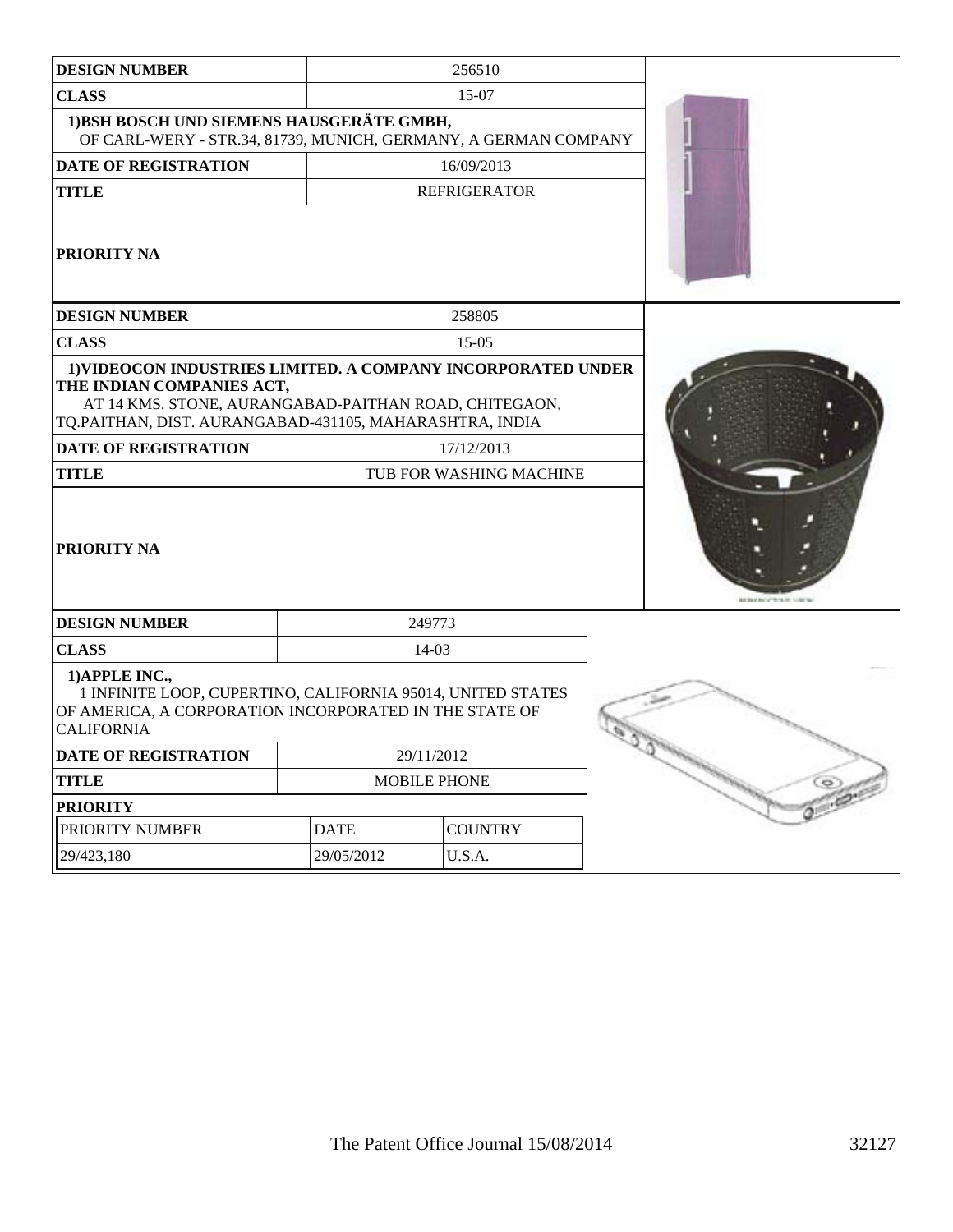| DESIGN NUMBER | 256510 |
|---|---|
| CLASS | 15-07 |
| 1)BSH BOSCH UND SIEMENS HAUSGERÄTE GMBH, OF CARL-WERY - STR.34, 81739, MUNICH, GERMANY, A GERMAN COMPANY | |
| DATE OF REGISTRATION | 16/09/2013 |
| TITLE | REFRIGERATOR |
| PRIORITY NA | |

| DESIGN NUMBER | 258805 |
|---|---|
| CLASS | 15-05 |
| 1)VIDEOCON INDUSTRIES LIMITED. A COMPANY INCORPORATED UNDER THE INDIAN COMPANIES ACT, AT 14 KMS. STONE, AURANGABAD-PAITHAN ROAD, CHITEGAON, TQ.PAITHAN, DIST. AURANGABAD-431105, MAHARASHTRA, INDIA | |
| DATE OF REGISTRATION | 17/12/2013 |
| TITLE | TUB FOR WASHING MACHINE |
| PRIORITY NA | |

| DESIGN NUMBER | 249773 | |
|---|---|---|
| CLASS | 14-03 | |
| 1)APPLE INC., 1 INFINITE LOOP, CUPERTINO, CALIFORNIA 95014, UNITED STATES OF AMERICA, A CORPORATION INCORPORATED IN THE STATE OF CALIFORNIA | | |
| DATE OF REGISTRATION | 29/11/2012 | |
| TITLE | MOBILE PHONE | |
| PRIORITY | | |
| PRIORITY NUMBER | DATE | COUNTRY |
| 29/423,180 | 29/05/2012 | U.S.A. |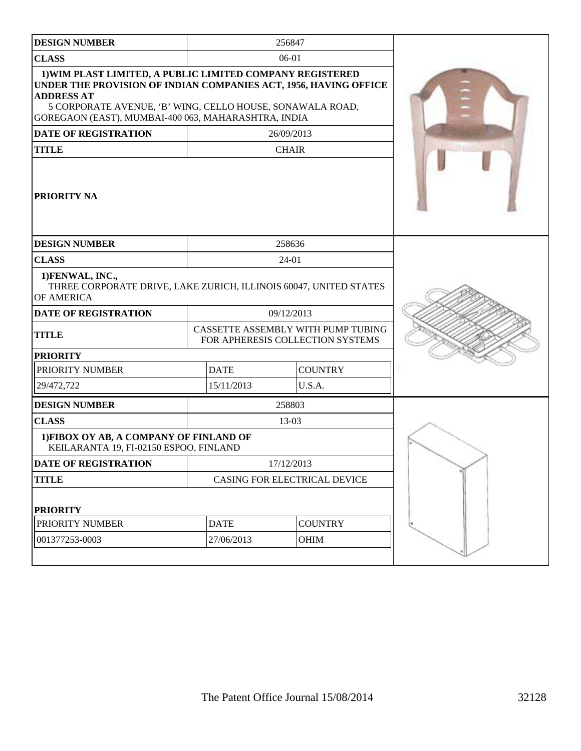| DESIGN NUMBER | 256847 |
|---|---|
| CLASS | 06-01 |
| 1)WIM PLAST LIMITED, A PUBLIC LIMITED COMPANY REGISTERED UNDER THE PROVISION OF INDIAN COMPANIES ACT, 1956, HAVING OFFICE ADDRESS AT<br>5 CORPORATE AVENUE, 'B' WING, CELLO HOUSE, SONAWALA ROAD, GOREGAON (EAST), MUMBAI-400 063, MAHARASHTRA, INDIA | |
| DATE OF REGISTRATION | 26/09/2013 |
| TITLE | CHAIR |
| PRIORITY NA | |

| DESIGN NUMBER | 258636 | |
|---|---|---|
| CLASS | 24-01 | |
| 1)FENWAL, INC.,<br>THREE CORPORATE DRIVE, LAKE ZURICH, ILLINOIS 60047, UNITED STATES OF AMERICA | | |
| DATE OF REGISTRATION | 09/12/2013 | |
| TITLE | CASSETTE ASSEMBLY WITH PUMP TUBING FOR APHERESIS COLLECTION SYSTEMS | |
| PRIORITY | | |
| PRIORITY NUMBER | DATE | COUNTRY |
| 29/472,722 | 15/11/2013 | U.S.A. |

| DESIGN NUMBER | 258803 | |
|---|---|---|
| CLASS | 13-03 | |
| 1)FIBOX OY AB, A COMPANY OF FINLAND OF<br>KEILARANTA 19, FI-02150 ESPOO, FINLAND | | |
| DATE OF REGISTRATION | 17/12/2013 | |
| TITLE | CASING FOR ELECTRICAL DEVICE | |
| PRIORITY | | |
| PRIORITY NUMBER | DATE | COUNTRY |
| 001377253-0003 | 27/06/2013 | OHIM |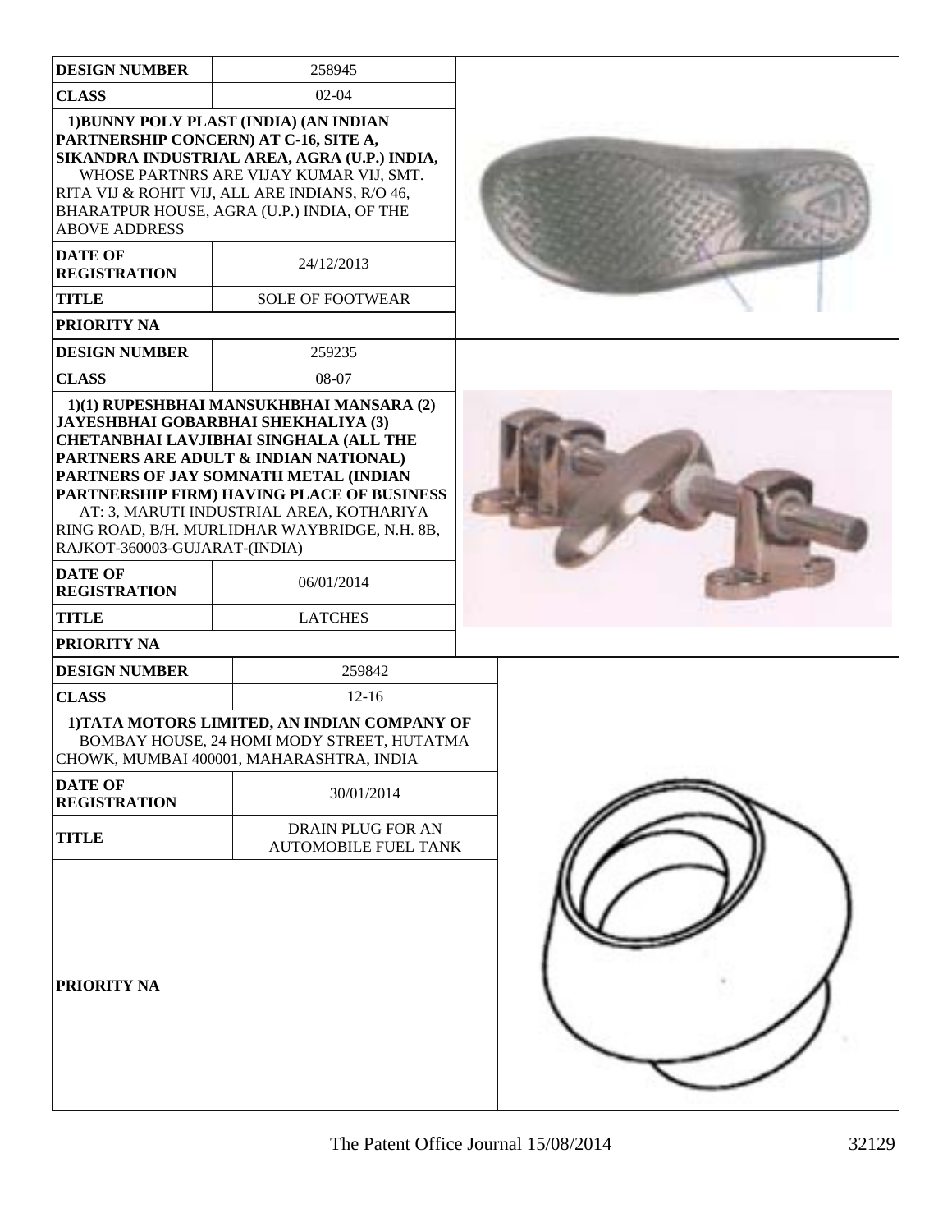| DESIGN NUMBER | 258945 |
| --- | --- |
| CLASS | 02-04 |
| 1)BUNNY POLY PLAST (INDIA) (AN INDIAN PARTNERSHIP CONCERN) AT C-16, SITE A, SIKANDRA INDUSTRIAL AREA, AGRA (U.P.) INDIA, WHOSE PARTNRS ARE VIJAY KUMAR VIJ, SMT. RITA VIJ & ROHIT VIJ, ALL ARE INDIANS, R/O 46, BHARATPUR HOUSE, AGRA (U.P.) INDIA, OF THE ABOVE ADDRESS | |
| DATE OF REGISTRATION | 24/12/2013 |
| TITLE | SOLE OF FOOTWEAR |
| PRIORITY NA | |

| DESIGN NUMBER | 259235 |
| --- | --- |
| CLASS | 08-07 |
| 1)(1) RUPESHBHAI MANSUKHBHAI MANSARA (2) JAYESHBHAI GOBARBHAI SHEKHALIYA (3) CHETANBHAI LAVJIBHAI SINGHALA (ALL THE PARTNERS ARE ADULT & INDIAN NATIONAL) PARTNERS OF JAY SOMNATH METAL (INDIAN PARTNERSHIP FIRM) HAVING PLACE OF BUSINESS AT: 3, MARUTI INDUSTRIAL AREA, KOTHARIYA RING ROAD, B/H. MURLIDHAR WAYBRIDGE, N.H. 8B, RAJKOT-360003-GUJARAT-(INDIA) | |
| DATE OF REGISTRATION | 06/01/2014 |
| TITLE | LATCHES |
| PRIORITY NA | |

| DESIGN NUMBER | 259842 |
| --- | --- |
| CLASS | 12-16 |
| 1)TATA MOTORS LIMITED, AN INDIAN COMPANY OF BOMBAY HOUSE, 24 HOMI MODY STREET, HUTATMA CHOWK, MUMBAI 400001, MAHARASHTRA, INDIA | |
| DATE OF REGISTRATION | 30/01/2014 |
| TITLE | DRAIN PLUG FOR AN AUTOMOBILE FUEL TANK |
| PRIORITY NA | |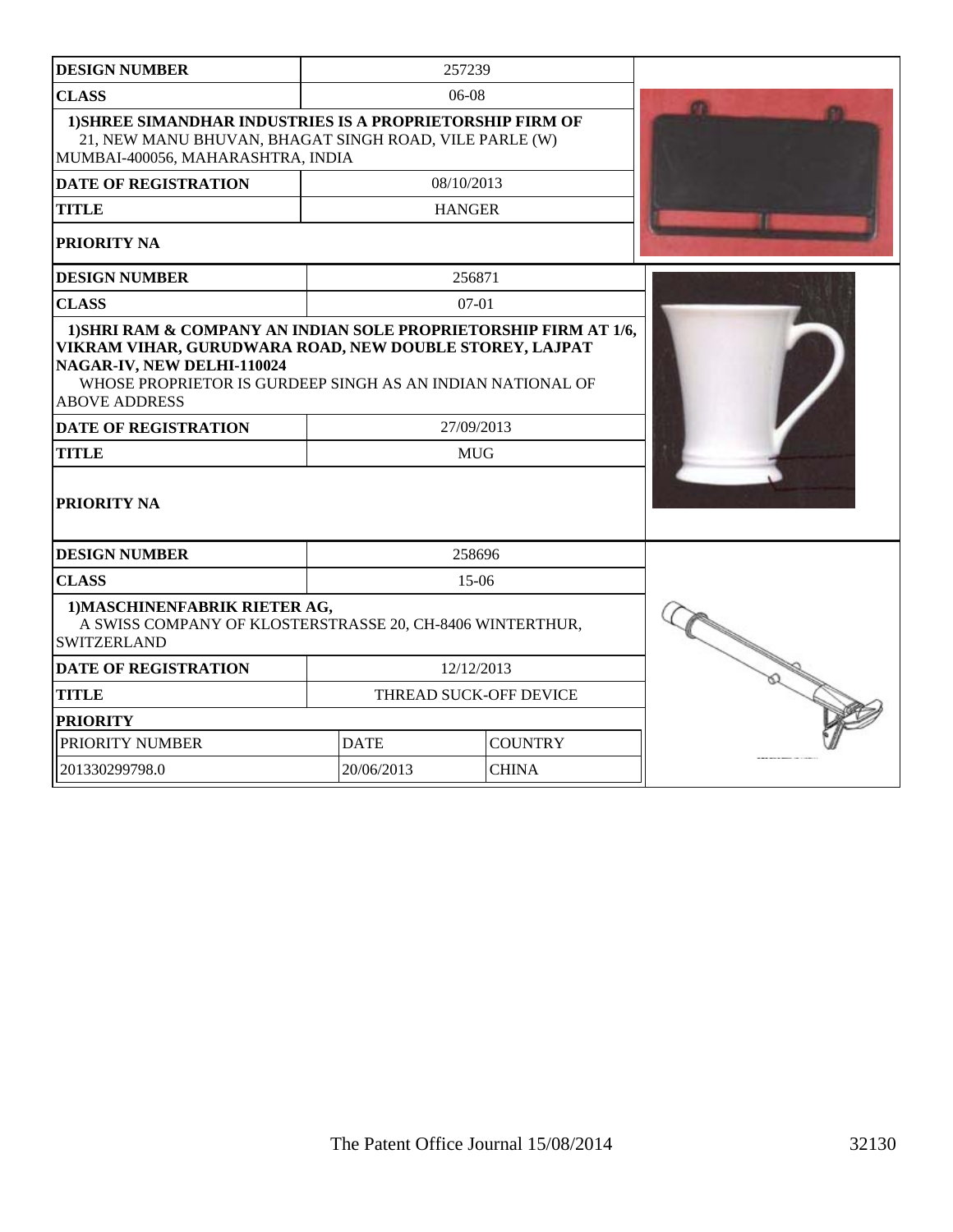| DESIGN NUMBER | 257239 | |
|---|---|---|
| CLASS | 06-08 | |
| 1)SHREE SIMANDHAR INDUSTRIES IS A PROPRIETORSHIP FIRM OF 21, NEW MANU BHUVAN, BHAGAT SINGH ROAD, VILE PARLE (W) MUMBAI-400056, MAHARASHTRA, INDIA | | |
| DATE OF REGISTRATION | 08/10/2013 | |
| TITLE | HANGER | |
| PRIORITY NA | | |

| DESIGN NUMBER | 256871 | |
|---|---|---|
| CLASS | 07-01 | |
| 1)SHRI RAM & COMPANY AN INDIAN SOLE PROPRIETORSHIP FIRM AT 1/6, VIKRAM VIHAR, GURUDWARA ROAD, NEW DOUBLE STOREY, LAJPAT NAGAR-IV, NEW DELHI-110024 WHOSE PROPRIETOR IS GURDEEP SINGH AS AN INDIAN NATIONAL OF ABOVE ADDRESS | | |
| DATE OF REGISTRATION | 27/09/2013 | |
| TITLE | MUG | |
| PRIORITY NA | | |

| DESIGN NUMBER | 258696 | |
|---|---|---|
| CLASS | 15-06 | |
| 1)MASCHINENFABRIK RIETER AG, A SWISS COMPANY OF KLOSTERSTRASSE 20, CH-8406 WINTERTHUR, SWITZERLAND | | |
| DATE OF REGISTRATION | 12/12/2013 | |
| TITLE | THREAD SUCK-OFF DEVICE | |
| PRIORITY | | |
| PRIORITY NUMBER | DATE | COUNTRY |
| 201330299798.0 | 20/06/2013 | CHINA |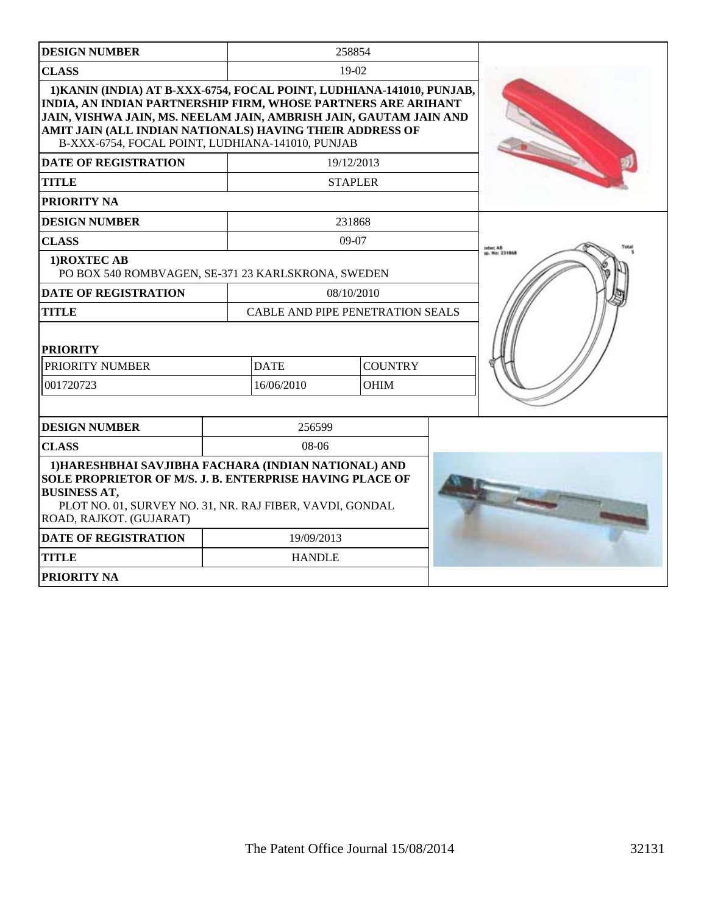| DESIGN NUMBER | 258854 |
| --- | --- |
| CLASS | 19-02 |
| 1)KANIN (INDIA) AT B-XXX-6754, FOCAL POINT, LUDHIANA-141010, PUNJAB, INDIA, AN INDIAN PARTNERSHIP FIRM, WHOSE PARTNERS ARE ARIHANT JAIN, VISHWA JAIN, MS. NEELAM JAIN, AMBRISH JAIN, GAUTAM JAIN AND AMIT JAIN (ALL INDIAN NATIONALS) HAVING THEIR ADDRESS OF B-XXX-6754, FOCAL POINT, LUDHIANA-141010, PUNJAB | |
| DATE OF REGISTRATION | 19/12/2013 |
| TITLE | STAPLER |
| PRIORITY NA | |

| DESIGN NUMBER | 231868 | |
| --- | --- | --- |
| CLASS | 09-07 | |
| 1)ROXTEC AB PO BOX 540 ROMBVAGEN, SE-371 23 KARLSKRONA, SWEDEN | | |
| DATE OF REGISTRATION | 08/10/2010 | |
| TITLE | CABLE AND PIPE PENETRATION SEALS | |
| PRIORITY | | |
| PRIORITY NUMBER | DATE | COUNTRY |
| 001720723 | 16/06/2010 | OHIM |

| DESIGN NUMBER | 256599 |
| --- | --- |
| CLASS | 08-06 |
| 1)HARESHBHAI SAVJIBHA FACHARA (INDIAN NATIONAL) AND SOLE PROPRIETOR OF M/S. J. B. ENTERPRISE HAVING PLACE OF BUSINESS AT, PLOT NO. 01, SURVEY NO. 31, NR. RAJ FIBER, VAVDI, GONDAL ROAD, RAJKOT. (GUJARAT) | |
| DATE OF REGISTRATION | 19/09/2013 |
| TITLE | HANDLE |
| PRIORITY NA | |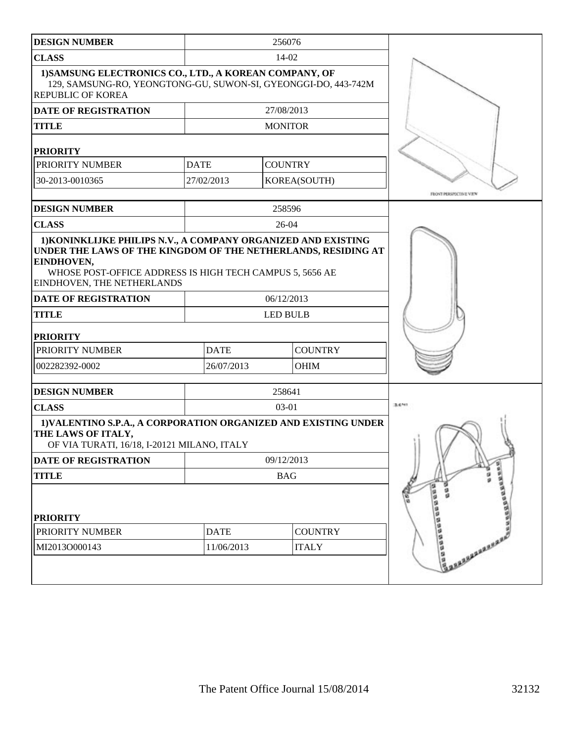| DESIGN NUMBER | 256076 | |
|---|---|---|
| CLASS | 14-02 | |
| 1)SAMSUNG ELECTRONICS CO., LTD., A KOREAN COMPANY, OF 129, SAMSUNG-RO, YEONGTONG-GU, SUWON-SI, GYEONGGI-DO, 443-742M REPUBLIC OF KOREA | | |
| DATE OF REGISTRATION | 27/08/2013 | |
| TITLE | MONITOR | |
| **PRIORITY** | | |
| PRIORITY NUMBER | DATE | COUNTRY |
| 30-2013-0010365 | 27/02/2013 | KOREA(SOUTH) |

FRONT PERSPECTIVE VIEW

| DESIGN NUMBER | 258596 | |
|---|---|---|
| CLASS | 26-04 | |
| 1)KONINKLIJKE PHILIPS N.V., A COMPANY ORGANIZED AND EXISTING UNDER THE LAWS OF THE KINGDOM OF THE NETHERLANDS, RESIDING AT EINDHOVEN, WHOSE POST-OFFICE ADDRESS IS HIGH TECH CAMPUS 5, 5656 AE EINDHOVEN, THE NETHERLANDS | | |
| DATE OF REGISTRATION | 06/12/2013 | |
| TITLE | LED BULB | |
| **PRIORITY** | | |
| PRIORITY NUMBER | DATE | COUNTRY |
| 002282392-0002 | 26/07/2013 | OHIM |

| DESIGN NUMBER | 258641 | |
|---|---|---|
| CLASS | 03-01 | |
| 1)VALENTINO S.P.A., A CORPORATION ORGANIZED AND EXISTING UNDER THE LAWS OF ITALY, OF VIA TURATI, 16/18, I-20121 MILANO, ITALY | | |
| DATE OF REGISTRATION | 09/12/2013 | |
| TITLE | BAG | |
| **PRIORITY** | | |
| PRIORITY NUMBER | DATE | COUNTRY |
| MI2013O000143 | 11/06/2013 | ITALY |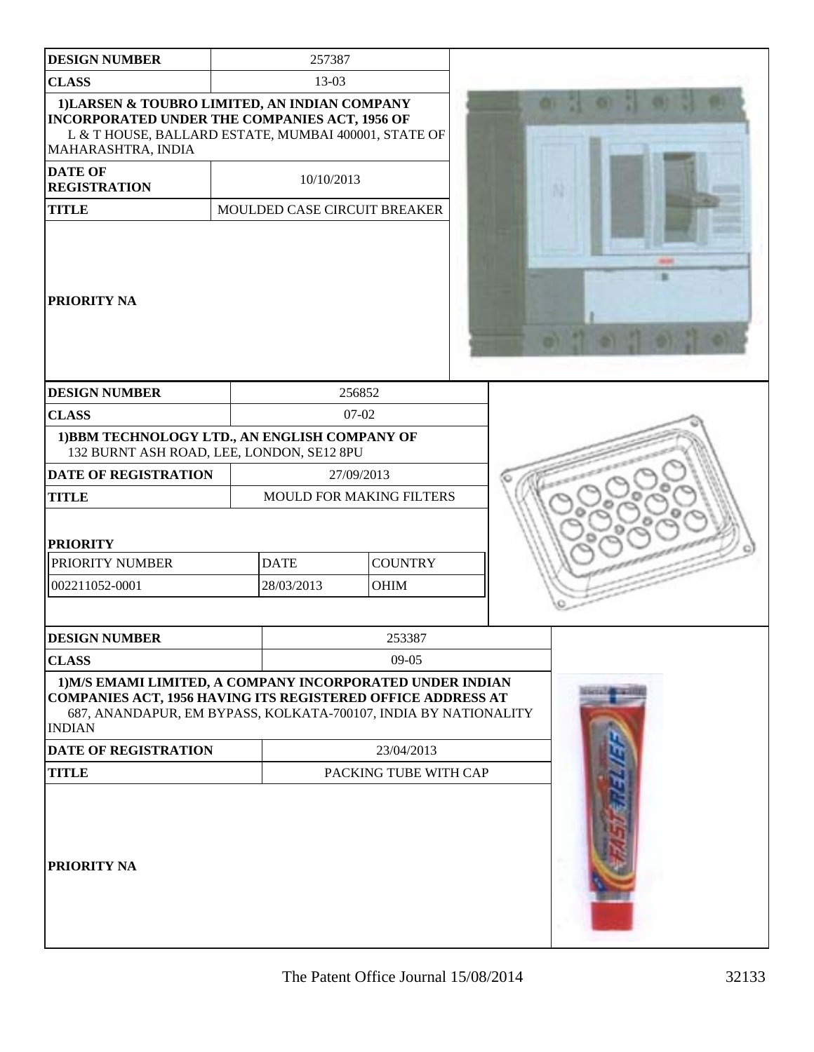| DESIGN NUMBER | 257387 |
|---|---|
| CLASS | 13-03 |
| 1)LARSEN & TOUBRO LIMITED, AN INDIAN COMPANY INCORPORATED UNDER THE COMPANIES ACT, 1956 OF L & T HOUSE, BALLARD ESTATE, MUMBAI 400001, STATE OF MAHARASHTRA, INDIA | |
| DATE OF REGISTRATION | 10/10/2013 |
| TITLE | MOULDED CASE CIRCUIT BREAKER |
| PRIORITY NA | |

| DESIGN NUMBER | 256852 | |
|---|---|---|
| CLASS | 07-02 | |
| 1)BBM TECHNOLOGY LTD., AN ENGLISH COMPANY OF 132 BURNT ASH ROAD, LEE, LONDON, SE12 8PU | | |
| DATE OF REGISTRATION | 27/09/2013 | |
| TITLE | MOULD FOR MAKING FILTERS | |
| PRIORITY | | |
| PRIORITY NUMBER | DATE | COUNTRY |
| 002211052-0001 | 28/03/2013 | OHIM |

| DESIGN NUMBER | 253387 |
|---|---|
| CLASS | 09-05 |
| 1)M/S EMAMI LIMITED, A COMPANY INCORPORATED UNDER INDIAN COMPANIES ACT, 1956 HAVING ITS REGISTERED OFFICE ADDRESS AT 687, ANANDAPUR, EM BYPASS, KOLKATA-700107, INDIA BY NATIONALITY INDIAN | |
| DATE OF REGISTRATION | 23/04/2013 |
| TITLE | PACKING TUBE WITH CAP |
| PRIORITY NA | |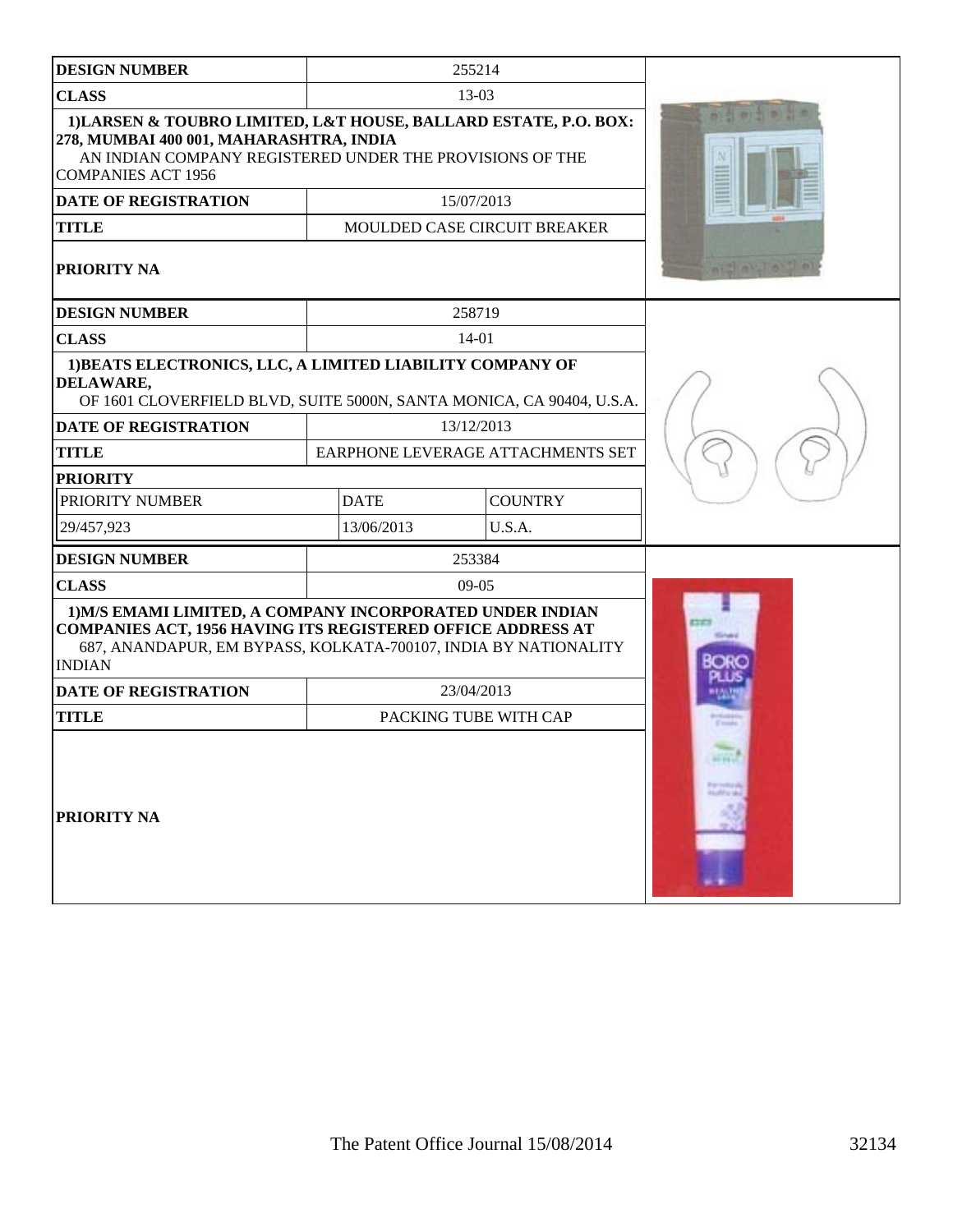| DESIGN NUMBER | 255214 | |
|---|---|---|
| CLASS | 13-03 | |
| 1)LARSEN & TOUBRO LIMITED, L&T HOUSE, BALLARD ESTATE, P.O. BOX: 278, MUMBAI 400 001, MAHARASHTRA, INDIA AN INDIAN COMPANY REGISTERED UNDER THE PROVISIONS OF THE COMPANIES ACT 1956 | | |
| DATE OF REGISTRATION | 15/07/2013 | |
| TITLE | MOULDED CASE CIRCUIT BREAKER | |
| PRIORITY NA | | |

| DESIGN NUMBER | 258719 | |
|---|---|---|
| CLASS | 14-01 | |
| 1)BEATS ELECTRONICS, LLC, A LIMITED LIABILITY COMPANY OF DELAWARE, OF 1601 CLOVERFIELD BLVD, SUITE 5000N, SANTA MONICA, CA 90404, U.S.A. | | |
| DATE OF REGISTRATION | 13/12/2013 | |
| TITLE | EARPHONE LEVERAGE ATTACHMENTS SET | |
| PRIORITY | | |
| PRIORITY NUMBER | DATE | COUNTRY |
| 29/457,923 | 13/06/2013 | U.S.A. |

| DESIGN NUMBER | 253384 | |
|---|---|---|
| CLASS | 09-05 | |
| 1)M/S EMAMI LIMITED, A COMPANY INCORPORATED UNDER INDIAN COMPANIES ACT, 1956 HAVING ITS REGISTERED OFFICE ADDRESS AT 687, ANANDAPUR, EM BYPASS, KOLKATA-700107, INDIA BY NATIONALITY INDIAN | | |
| DATE OF REGISTRATION | 23/04/2013 | |
| TITLE | PACKING TUBE WITH CAP | |
| PRIORITY NA | | |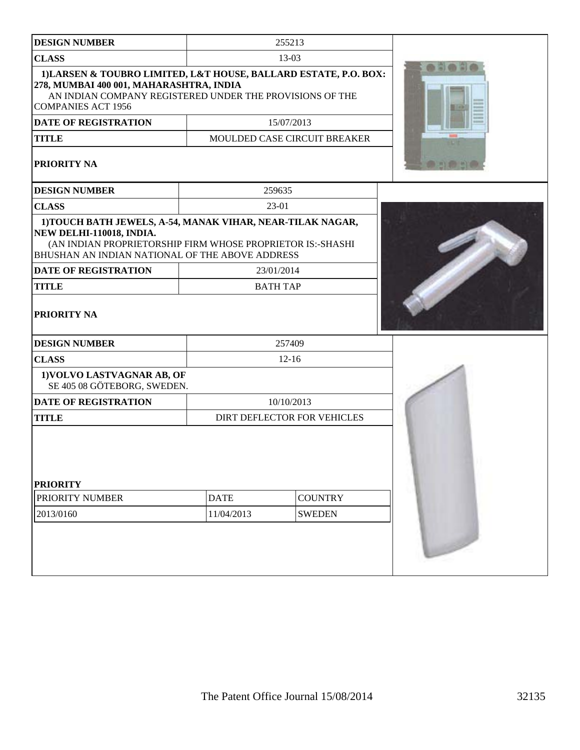| DESIGN NUMBER | 255213 |
|---|---|
| CLASS | 13-03 |
| 1)LARSEN & TOUBRO LIMITED, L&T HOUSE, BALLARD ESTATE, P.O. BOX: 278, MUMBAI 400 001, MAHARASHTRA, INDIA<br>AN INDIAN COMPANY REGISTERED UNDER THE PROVISIONS OF THE COMPANIES ACT 1956 | |
| DATE OF REGISTRATION | 15/07/2013 |
| TITLE | MOULDED CASE CIRCUIT BREAKER |
| PRIORITY NA | |

| DESIGN NUMBER | 259635 |
|---|---|
| CLASS | 23-01 |
| 1)TOUCH BATH JEWELS, A-54, MANAK VIHAR, NEAR-TILAK NAGAR, NEW DELHI-110018, INDIA.<br>(AN INDIAN PROPRIETORSHIP FIRM WHOSE PROPRIETOR IS:-SHASHI BHUSHAN AN INDIAN NATIONAL OF THE ABOVE ADDRESS | |
| DATE OF REGISTRATION | 23/01/2014 |
| TITLE | BATH TAP |
| PRIORITY NA | |

| DESIGN NUMBER | 257409 |
|---|---|
| CLASS | 12-16 |
| 1)VOLVO LASTVAGNAR AB, OF<br>SE 405 08 GÖTEBORG, SWEDEN. | |
| DATE OF REGISTRATION | 10/10/2013 |
| TITLE | DIRT DEFLECTOR FOR VEHICLES |
| PRIORITY | |

| PRIORITY NUMBER | DATE | COUNTRY |
|---|---|---|
| 2013/0160 | 11/04/2013 | SWEDEN |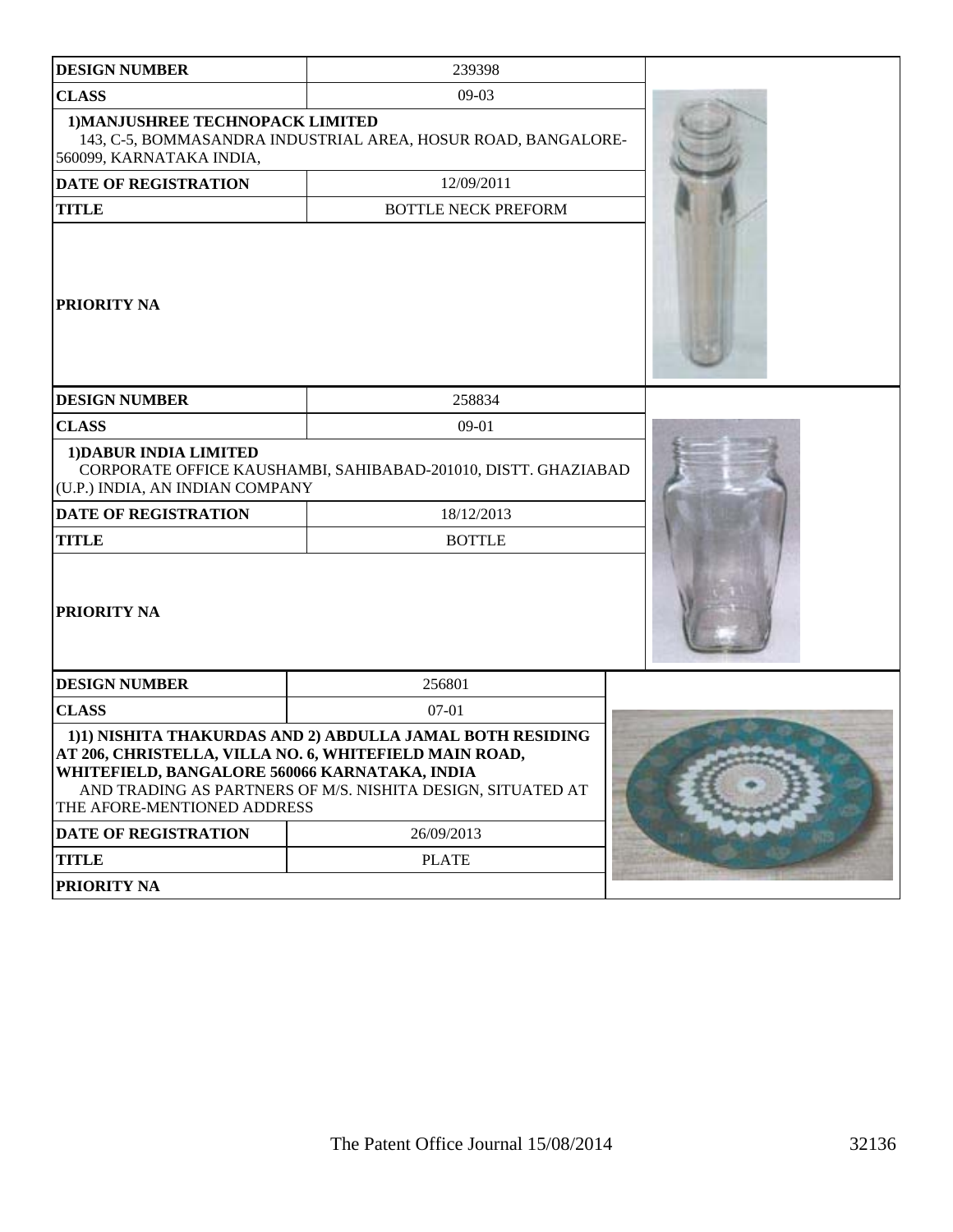| DESIGN NUMBER | 239398 |
| --- | --- |
| CLASS | 09-03 |
| 1)MANJUSHREE TECHNOPACK LIMITED<br>143, C-5, BOMMASANDRA INDUSTRIAL AREA, HOSUR ROAD, BANGALORE-560099, KARNATAKA INDIA, | |
| DATE OF REGISTRATION | 12/09/2011 |
| TITLE | BOTTLE NECK PREFORM |
| PRIORITY NA | |

| DESIGN NUMBER | 258834 |
| --- | --- |
| CLASS | 09-01 |
| 1)DABUR INDIA LIMITED<br>CORPORATE OFFICE KAUSHAMBI, SAHIBABAD-201010, DISTT. GHAZIABAD (U.P.) INDIA, AN INDIAN COMPANY | |
| DATE OF REGISTRATION | 18/12/2013 |
| TITLE | BOTTLE |
| PRIORITY NA | |

| DESIGN NUMBER | 256801 |
| --- | --- |
| CLASS | 07-01 |
| 1)1) NISHITA THAKURDAS AND 2) ABDULLA JAMAL BOTH RESIDING AT 206, CHRISTELLA, VILLA NO. 6, WHITEFIELD MAIN ROAD, WHITEFIELD, BANGALORE 560066 KARNATAKA, INDIA<br>AND TRADING AS PARTNERS OF M/S. NISHITA DESIGN, SITUATED AT THE AFORE-MENTIONED ADDRESS | |
| DATE OF REGISTRATION | 26/09/2013 |
| TITLE | PLATE |
| PRIORITY NA | |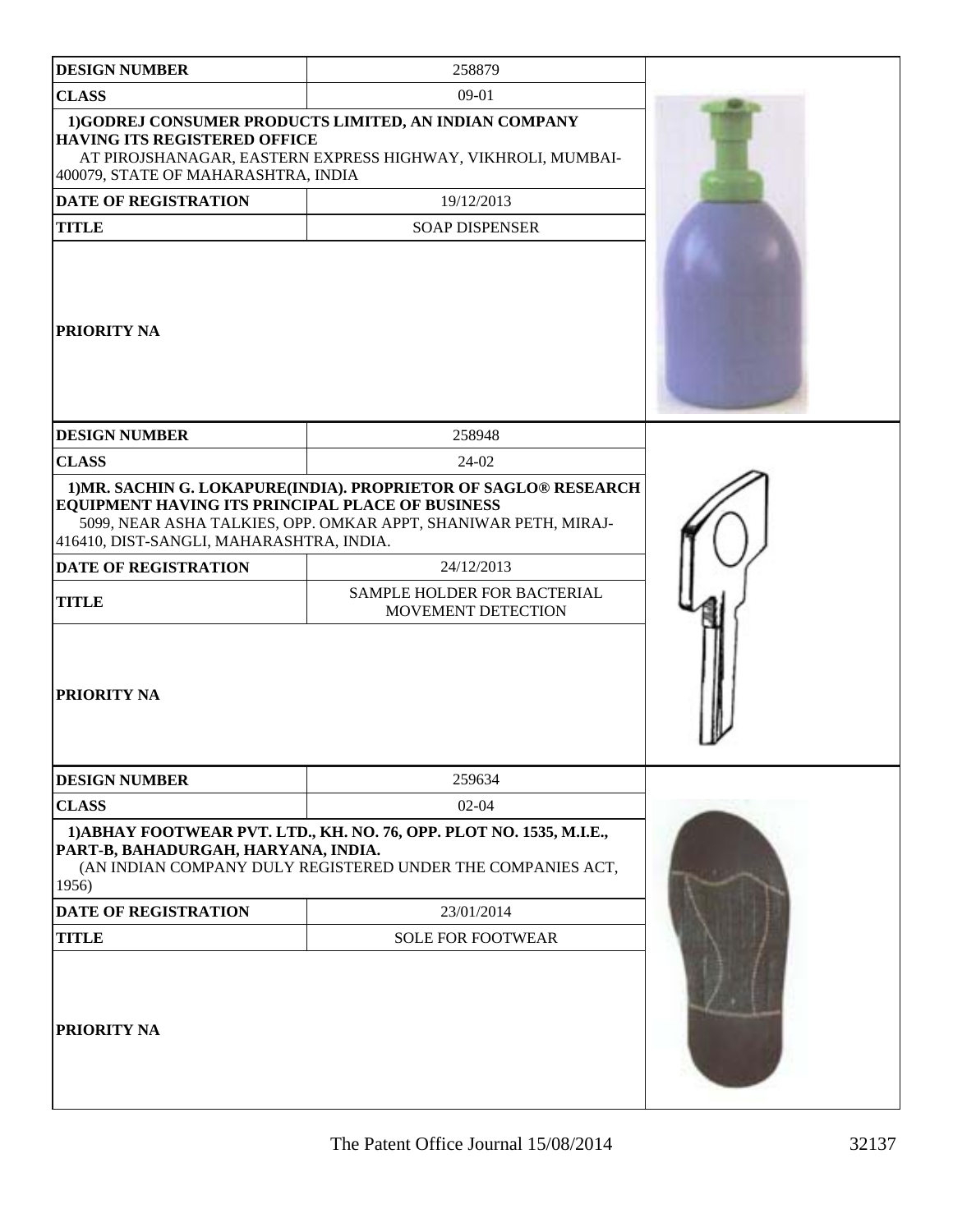| DESIGN NUMBER | 258879 |
| --- | --- |
| CLASS | 09-01 |
| 1)GODREJ CONSUMER PRODUCTS LIMITED, AN INDIAN COMPANY HAVING ITS REGISTERED OFFICE AT PIROJSHANAGAR, EASTERN EXPRESS HIGHWAY, VIKHROLI, MUMBAI-400079, STATE OF MAHARASHTRA, INDIA | |
| DATE OF REGISTRATION | 19/12/2013 |
| TITLE | SOAP DISPENSER |
| PRIORITY NA | |

| DESIGN NUMBER | 258948 |
| --- | --- |
| CLASS | 24-02 |
| 1)MR. SACHIN G. LOKAPURE(INDIA). PROPRIETOR OF SAGLO® RESEARCH EQUIPMENT HAVING ITS PRINCIPAL PLACE OF BUSINESS 5099, NEAR ASHA TALKIES, OPP. OMKAR APPT, SHANIWAR PETH, MIRAJ-416410, DIST-SANGLI, MAHARASHTRA, INDIA. | |
| DATE OF REGISTRATION | 24/12/2013 |
| TITLE | SAMPLE HOLDER FOR BACTERIAL MOVEMENT DETECTION |
| PRIORITY NA | |

| DESIGN NUMBER | 259634 |
| --- | --- |
| CLASS | 02-04 |
| 1)ABHAY FOOTWEAR PVT. LTD., KH. NO. 76, OPP. PLOT NO. 1535, M.I.E., PART-B, BAHADURGAH, HARYANA, INDIA. (AN INDIAN COMPANY DULY REGISTERED UNDER THE COMPANIES ACT, 1956) | |
| DATE OF REGISTRATION | 23/01/2014 |
| TITLE | SOLE FOR FOOTWEAR |
| PRIORITY NA | |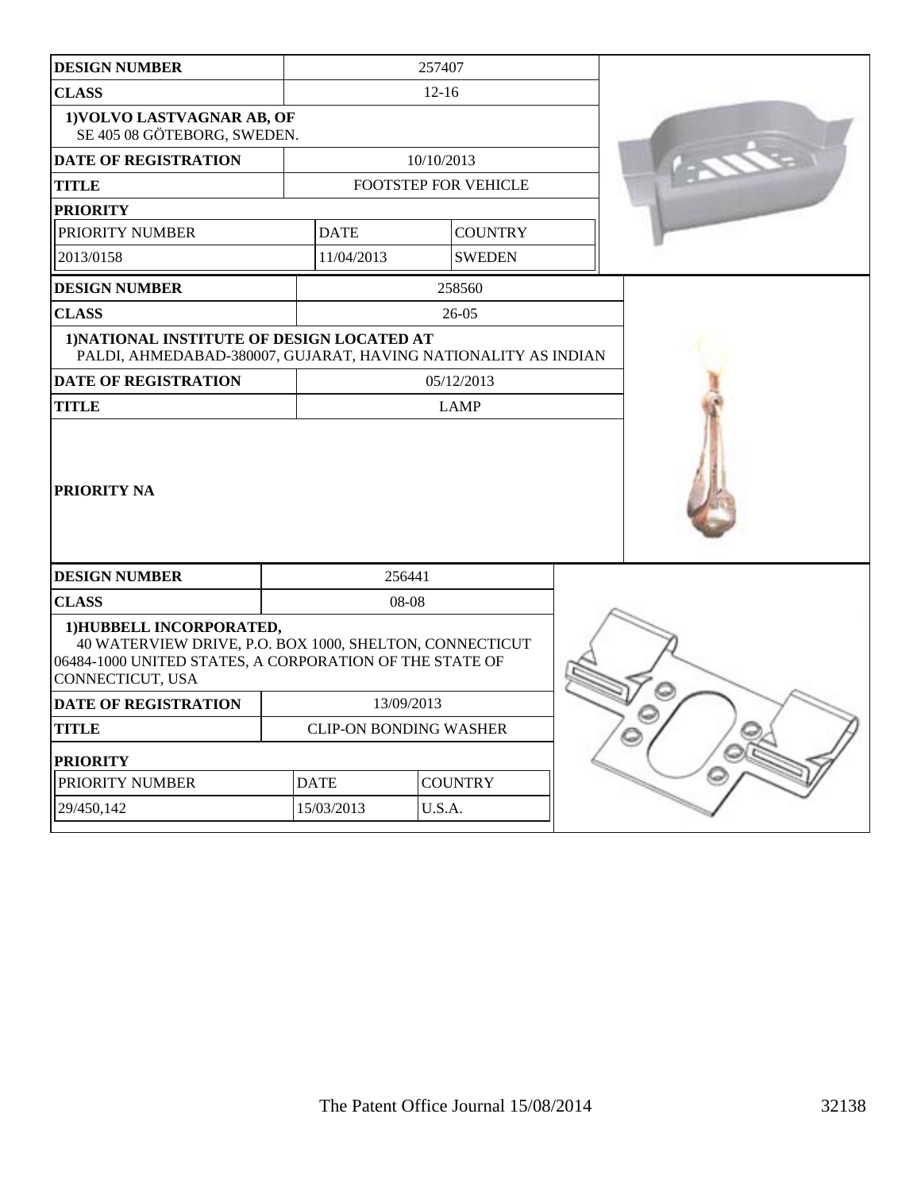| DESIGN NUMBER | 257407 | |
|---|---|---|
| CLASS | 12-16 | |
| 1)VOLVO LASTVAGNAR AB, OF SE 405 08 GÖTEBORG, SWEDEN. | | |
| DATE OF REGISTRATION | 10/10/2013 | |
| TITLE | FOOTSTEP FOR VEHICLE | |
| PRIORITY | | |
| PRIORITY NUMBER | DATE | COUNTRY |
| 2013/0158 | 11/04/2013 | SWEDEN |

| DESIGN NUMBER | 258560 |
|---|---|
| CLASS | 26-05 |
| 1)NATIONAL INSTITUTE OF DESIGN LOCATED AT PALDI, AHMEDABAD-380007, GUJARAT, HAVING NATIONALITY AS INDIAN | |
| DATE OF REGISTRATION | 05/12/2013 |
| TITLE | LAMP |
| PRIORITY NA | |

| DESIGN NUMBER | 256441 | |
|---|---|---|
| CLASS | 08-08 | |
| 1)HUBBELL INCORPORATED, 40 WATERVIEW DRIVE, P.O. BOX 1000, SHELTON, CONNECTICUT 06484-1000 UNITED STATES, A CORPORATION OF THE STATE OF CONNECTICUT, USA | | |
| DATE OF REGISTRATION | 13/09/2013 | |
| TITLE | CLIP-ON BONDING WASHER | |
| PRIORITY | | |
| PRIORITY NUMBER | DATE | COUNTRY |
| 29/450,142 | 15/03/2013 | U.S.A. |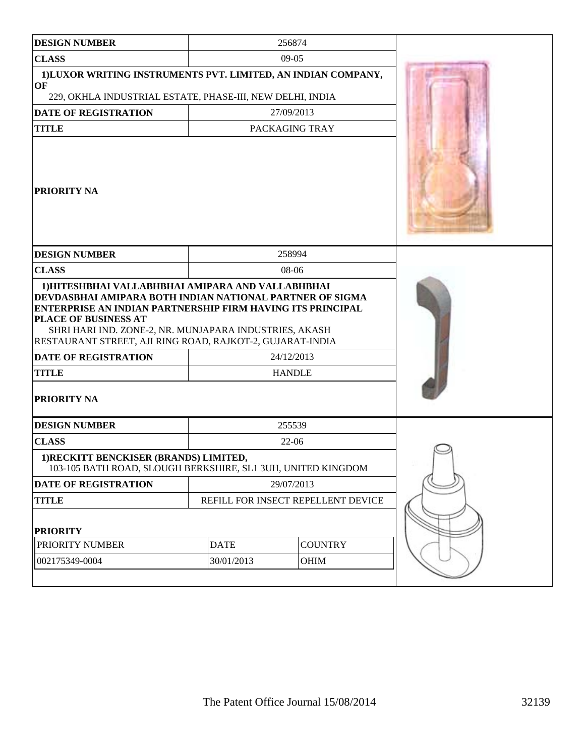| DESIGN NUMBER | 256874 |
|---|---|
| CLASS | 09-05 |
| 1)LUXOR WRITING INSTRUMENTS PVT. LIMITED, AN INDIAN COMPANY, OF 229, OKHLA INDUSTRIAL ESTATE, PHASE-III, NEW DELHI, INDIA | |
| DATE OF REGISTRATION | 27/09/2013 |
| TITLE | PACKAGING TRAY |
| PRIORITY NA | |

| DESIGN NUMBER | 258994 |
|---|---|
| CLASS | 08-06 |
| 1)HITESHBHAI VALLABHBHAI AMIPARA AND VALLABHBHAI DEVDASBHAI AMIPARA BOTH INDIAN NATIONAL PARTNER OF SIGMA ENTERPRISE AN INDIAN PARTNERSHIP FIRM HAVING ITS PRINCIPAL PLACE OF BUSINESS AT SHRI HARI IND. ZONE-2, NR. MUNJAPARA INDUSTRIES, AKASH RESTAURANT STREET, AJI RING ROAD, RAJKOT-2, GUJARAT-INDIA | |
| DATE OF REGISTRATION | 24/12/2013 |
| TITLE | HANDLE |
| PRIORITY NA | |

| DESIGN NUMBER | 255539 | |
|---|---|---|
| CLASS | 22-06 | |
| 1)RECKITT BENCKISER (BRANDS) LIMITED, 103-105 BATH ROAD, SLOUGH BERKSHIRE, SL1 3UH, UNITED KINGDOM | | |
| DATE OF REGISTRATION | 29/07/2013 | |
| TITLE | REFILL FOR INSECT REPELLENT DEVICE | |
| PRIORITY | | |
| PRIORITY NUMBER | DATE | COUNTRY |
| 002175349-0004 | 30/01/2013 | OHIM |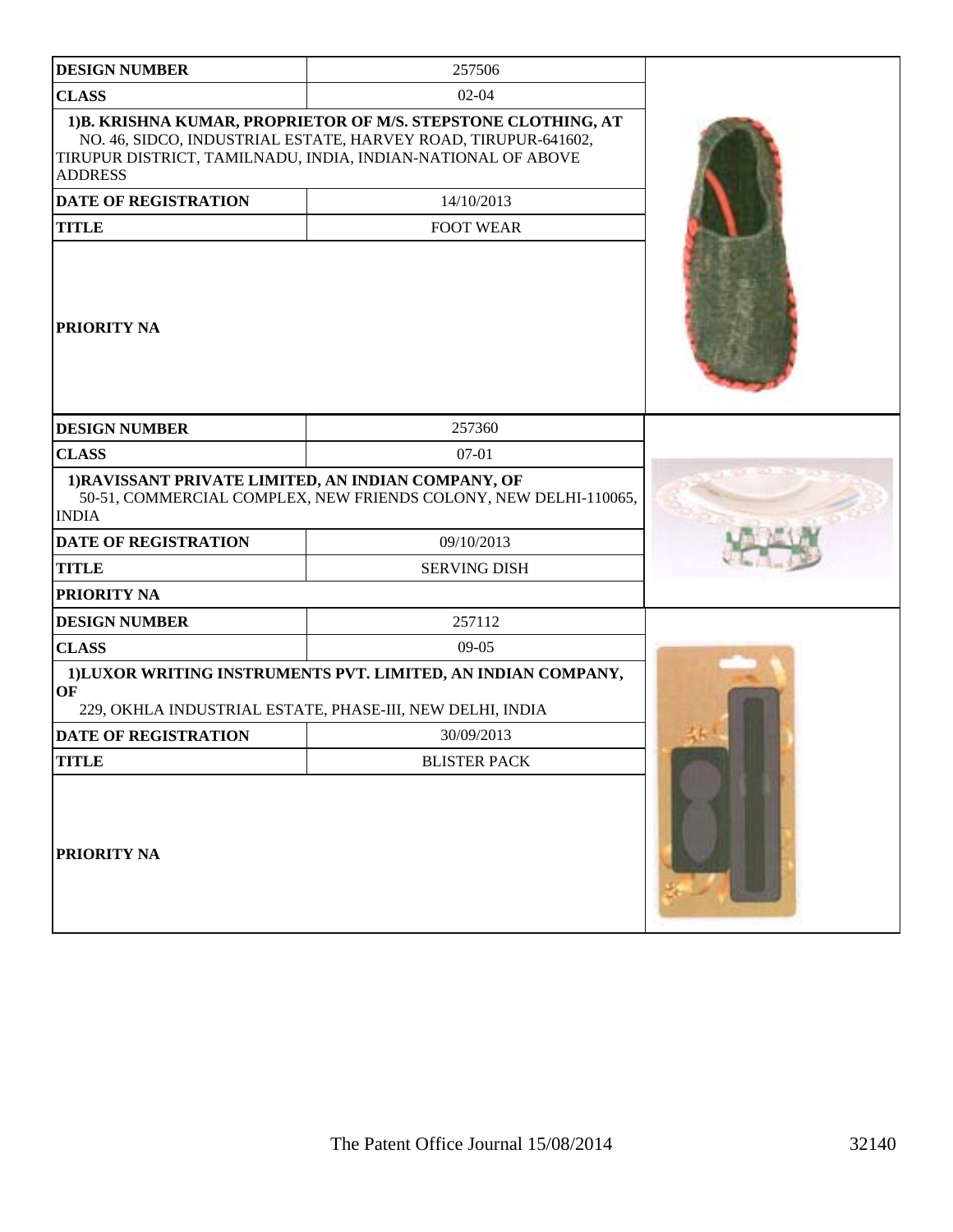| DESIGN NUMBER | 257506 |
|---|---|
| CLASS | 02-04 |
| 1)B. KRISHNA KUMAR, PROPRIETOR OF M/S. STEPSTONE CLOTHING, AT NO. 46, SIDCO, INDUSTRIAL ESTATE, HARVEY ROAD, TIRUPUR-641602, TIRUPUR DISTRICT, TAMILNADU, INDIA, INDIAN-NATIONAL OF ABOVE ADDRESS | |
| DATE OF REGISTRATION | 14/10/2013 |
| TITLE | FOOT WEAR |
| PRIORITY NA | |

| DESIGN NUMBER | 257360 |
|---|---|
| CLASS | 07-01 |
| 1)RAVISSANT PRIVATE LIMITED, AN INDIAN COMPANY, OF 50-51, COMMERCIAL COMPLEX, NEW FRIENDS COLONY, NEW DELHI-110065, INDIA | |
| DATE OF REGISTRATION | 09/10/2013 |
| TITLE | SERVING DISH |
| PRIORITY NA | |

| DESIGN NUMBER | 257112 |
|---|---|
| CLASS | 09-05 |
| 1)LUXOR WRITING INSTRUMENTS PVT. LIMITED, AN INDIAN COMPANY, OF 229, OKHLA INDUSTRIAL ESTATE, PHASE-III, NEW DELHI, INDIA | |
| DATE OF REGISTRATION | 30/09/2013 |
| TITLE | BLISTER PACK |
| PRIORITY NA | |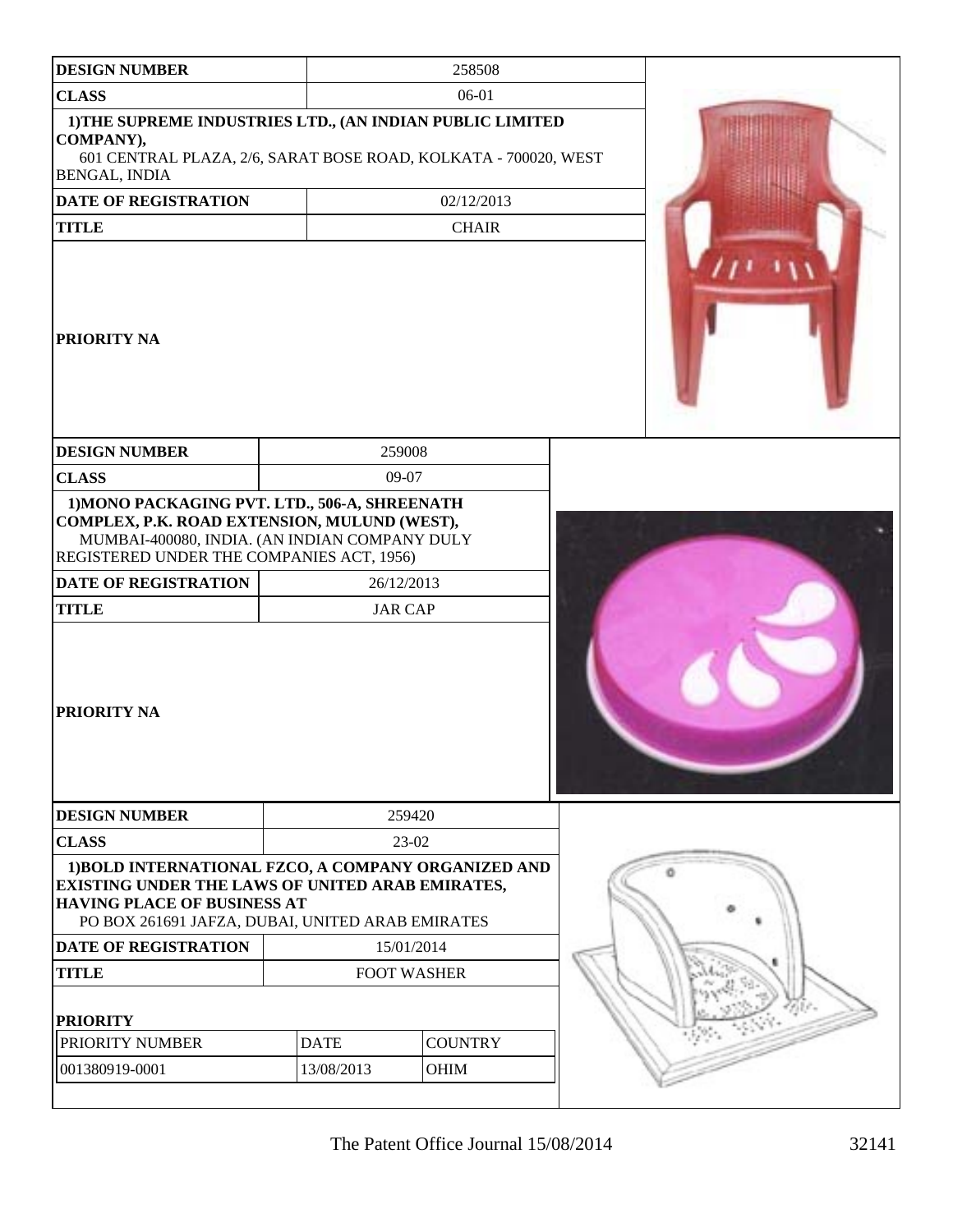| DESIGN NUMBER | 258508 |
| --- | --- |
| CLASS | 06-01 |
| 1)THE SUPREME INDUSTRIES LTD., (AN INDIAN PUBLIC LIMITED COMPANY), 601 CENTRAL PLAZA, 2/6, SARAT BOSE ROAD, KOLKATA - 700020, WEST BENGAL, INDIA | |
| DATE OF REGISTRATION | 02/12/2013 |
| TITLE | CHAIR |
| PRIORITY NA | |

| DESIGN NUMBER | 259008 |
| --- | --- |
| CLASS | 09-07 |
| 1)MONO PACKAGING PVT. LTD., 506-A, SHREENATH COMPLEX, P.K. ROAD EXTENSION, MULUND (WEST), MUMBAI-400080, INDIA. (AN INDIAN COMPANY DULY REGISTERED UNDER THE COMPANIES ACT, 1956) | |
| DATE OF REGISTRATION | 26/12/2013 |
| TITLE | JAR CAP |
| PRIORITY NA | |

| DESIGN NUMBER | 259420 | |
| --- | --- | --- |
| CLASS | 23-02 | |
| 1)BOLD INTERNATIONAL FZCO, A COMPANY ORGANIZED AND EXISTING UNDER THE LAWS OF UNITED ARAB EMIRATES, HAVING PLACE OF BUSINESS AT PO BOX 261691 JAFZA, DUBAI, UNITED ARAB EMIRATES | | |
| DATE OF REGISTRATION | 15/01/2014 | |
| TITLE | FOOT WASHER | |
| **PRIORITY** | | |
| PRIORITY NUMBER | DATE | COUNTRY |
| 001380919-0001 | 13/08/2013 | OHIM |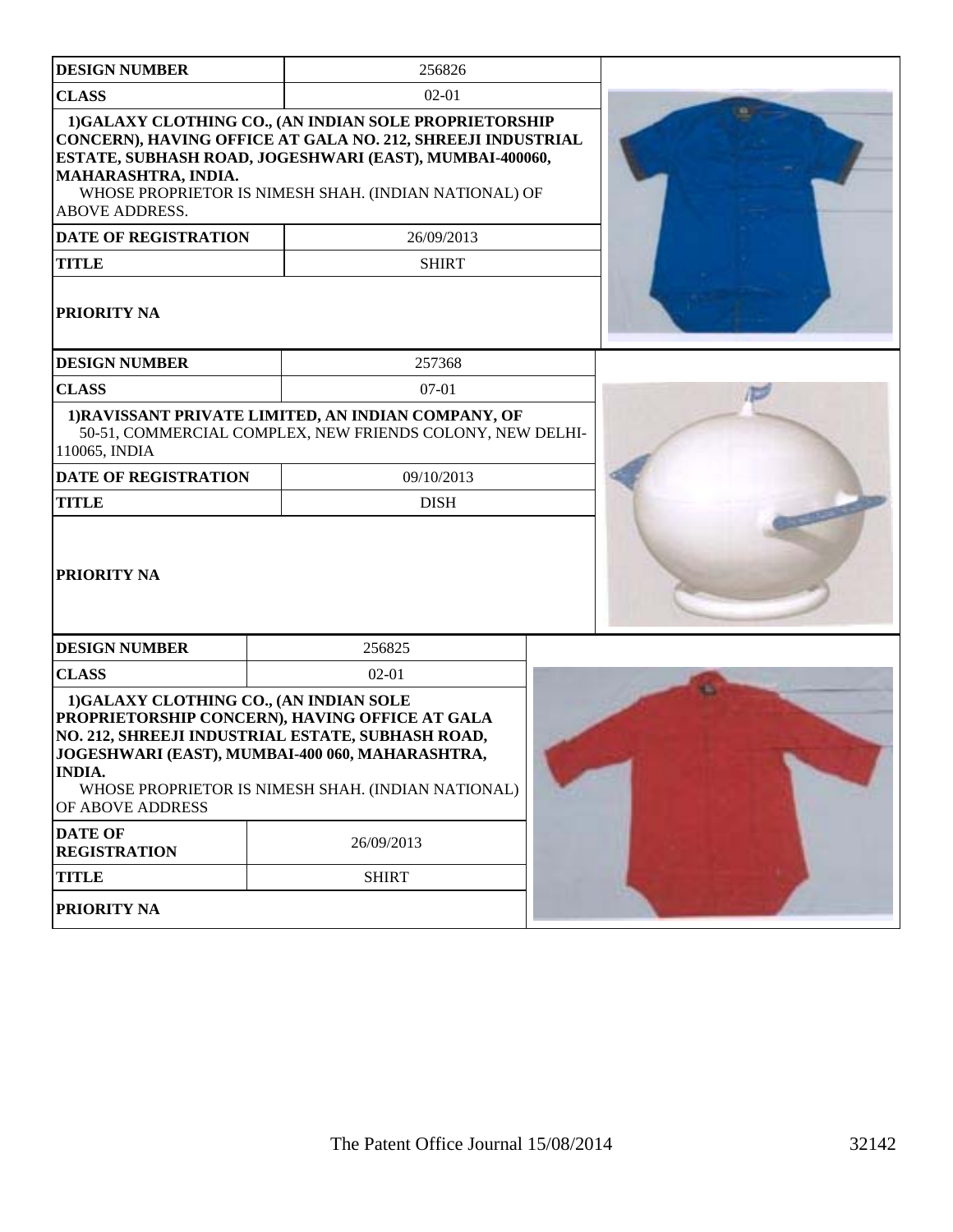| DESIGN NUMBER | 256826 |
|---|---|
| CLASS | 02-01 |
| 1)GALAXY CLOTHING CO., (AN INDIAN SOLE PROPRIETORSHIP CONCERN), HAVING OFFICE AT GALA NO. 212, SHREEJI INDUSTRIAL ESTATE, SUBHASH ROAD, JOGESHWARI (EAST), MUMBAI-400060, MAHARASHTRA, INDIA. WHOSE PROPRIETOR IS NIMESH SHAH. (INDIAN NATIONAL) OF ABOVE ADDRESS. | |
| DATE OF REGISTRATION | 26/09/2013 |
| TITLE | SHIRT |
| PRIORITY NA | |

| DESIGN NUMBER | 257368 |
|---|---|
| CLASS | 07-01 |
| 1)RAVISSANT PRIVATE LIMITED, AN INDIAN COMPANY, OF 50-51, COMMERCIAL COMPLEX, NEW FRIENDS COLONY, NEW DELHI-110065, INDIA | |
| DATE OF REGISTRATION | 09/10/2013 |
| TITLE | DISH |
| PRIORITY NA | |

| DESIGN NUMBER | 256825 |
|---|---|
| CLASS | 02-01 |
| 1)GALAXY CLOTHING CO., (AN INDIAN SOLE PROPRIETORSHIP CONCERN), HAVING OFFICE AT GALA NO. 212, SHREEJI INDUSTRIAL ESTATE, SUBHASH ROAD, JOGESHWARI (EAST), MUMBAI-400 060, MAHARASHTRA, INDIA. WHOSE PROPRIETOR IS NIMESH SHAH. (INDIAN NATIONAL) OF ABOVE ADDRESS | |
| DATE OF REGISTRATION | 26/09/2013 |
| TITLE | SHIRT |
| PRIORITY NA | |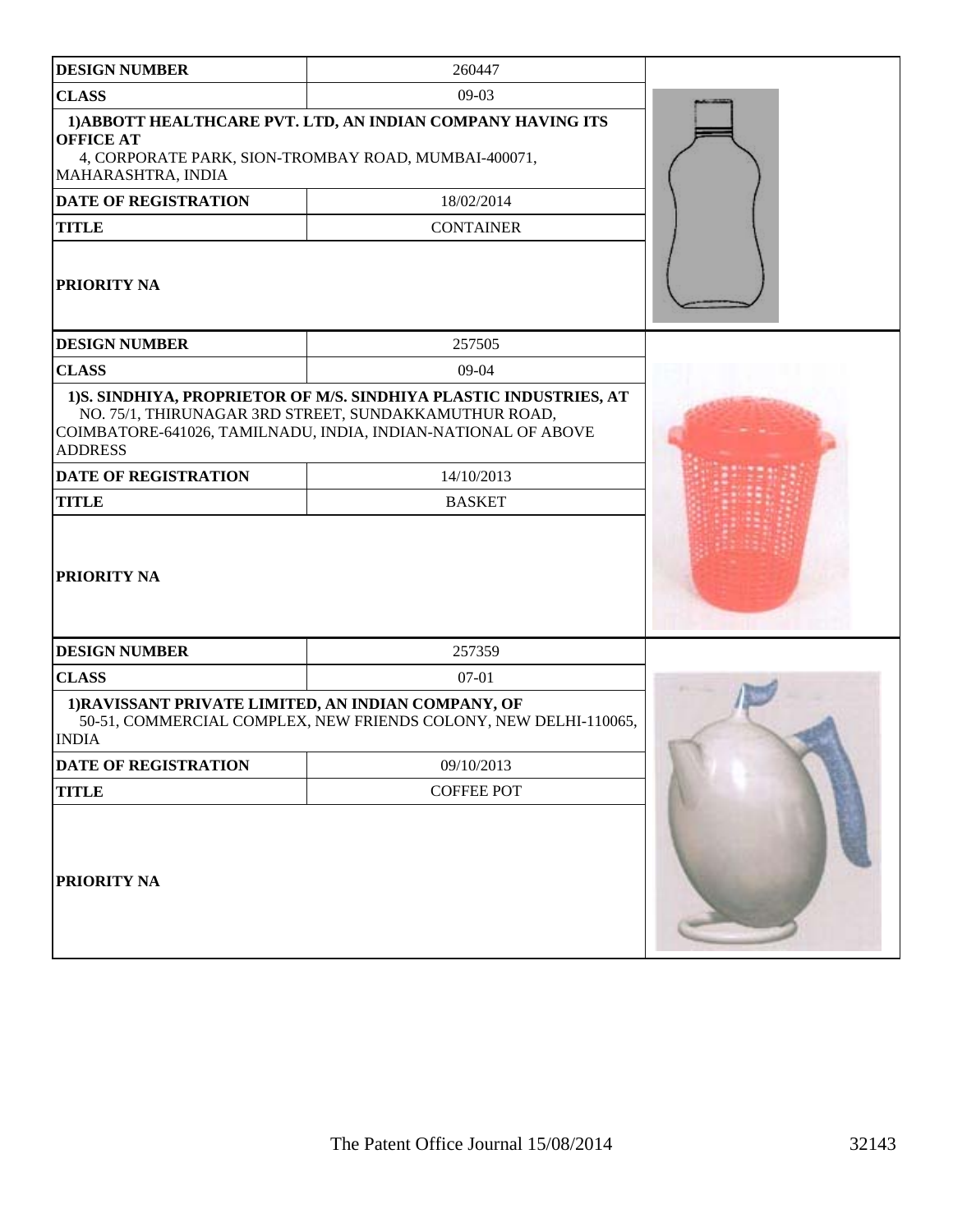| DESIGN NUMBER | 260447 |
|---|---|
| CLASS | 09-03 |
| 1)ABBOTT HEALTHCARE PVT. LTD, AN INDIAN COMPANY HAVING ITS OFFICE AT 4, CORPORATE PARK, SION-TROMBAY ROAD, MUMBAI-400071, MAHARASHTRA, INDIA | |
| DATE OF REGISTRATION | 18/02/2014 |
| TITLE | CONTAINER |
| PRIORITY NA | |

| DESIGN NUMBER | 257505 |
|---|---|
| CLASS | 09-04 |
| 1)S. SINDHIYA, PROPRIETOR OF M/S. SINDHIYA PLASTIC INDUSTRIES, AT NO. 75/1, THIRUNAGAR 3RD STREET, SUNDAKKAMUTHUR ROAD, COIMBATORE-641026, TAMILNADU, INDIA, INDIAN-NATIONAL OF ABOVE ADDRESS | |
| DATE OF REGISTRATION | 14/10/2013 |
| TITLE | BASKET |
| PRIORITY NA | |

| DESIGN NUMBER | 257359 |
|---|---|
| CLASS | 07-01 |
| 1)RAVISSANT PRIVATE LIMITED, AN INDIAN COMPANY, OF 50-51, COMMERCIAL COMPLEX, NEW FRIENDS COLONY, NEW DELHI-110065, INDIA | |
| DATE OF REGISTRATION | 09/10/2013 |
| TITLE | COFFEE POT |
| PRIORITY NA | |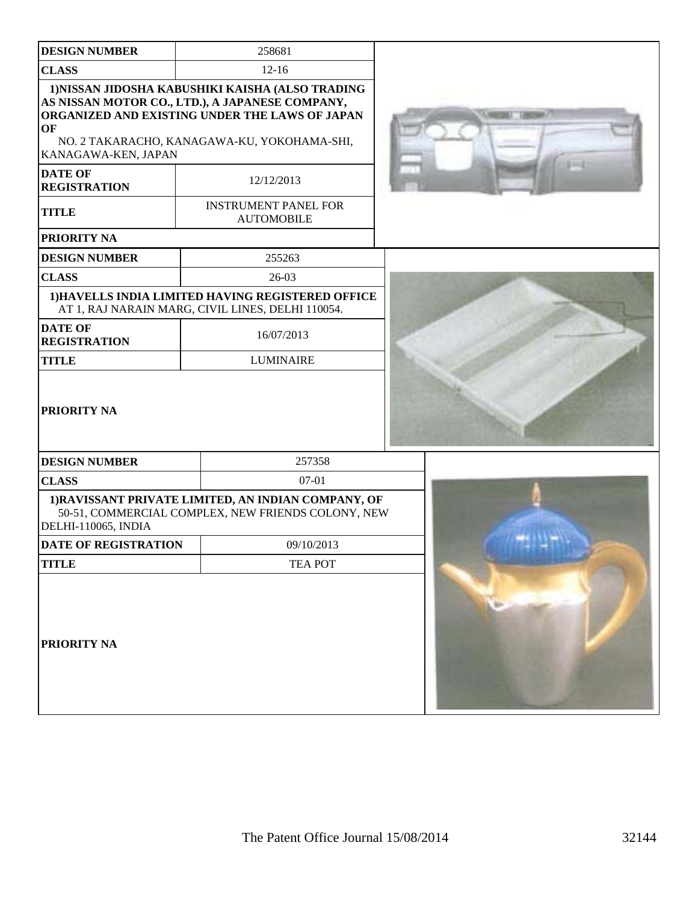| DESIGN NUMBER | 258681 |
| --- | --- |
| CLASS | 12-16 |
| 1)NISSAN JIDOSHA KABUSHIKI KAISHA (ALSO TRADING AS NISSAN MOTOR CO., LTD.), A JAPANESE COMPANY, ORGANIZED AND EXISTING UNDER THE LAWS OF JAPAN OF NO. 2 TAKARACHO, KANAGAWA-KU, YOKOHAMA-SHI, KANAGAWA-KEN, JAPAN | |
| DATE OF REGISTRATION | 12/12/2013 |
| TITLE | INSTRUMENT PANEL FOR AUTOMOBILE |
| PRIORITY NA | |

| DESIGN NUMBER | 255263 |
| --- | --- |
| CLASS | 26-03 |
| 1)HAVELLS INDIA LIMITED HAVING REGISTERED OFFICE AT 1, RAJ NARAIN MARG, CIVIL LINES, DELHI 110054. | |
| DATE OF REGISTRATION | 16/07/2013 |
| TITLE | LUMINAIRE |
| PRIORITY NA | |

| DESIGN NUMBER | 257358 |
| --- | --- |
| CLASS | 07-01 |
| 1)RAVISSANT PRIVATE LIMITED, AN INDIAN COMPANY, OF 50-51, COMMERCIAL COMPLEX, NEW FRIENDS COLONY, NEW DELHI-110065, INDIA | |
| DATE OF REGISTRATION | 09/10/2013 |
| TITLE | TEA POT |
| PRIORITY NA | |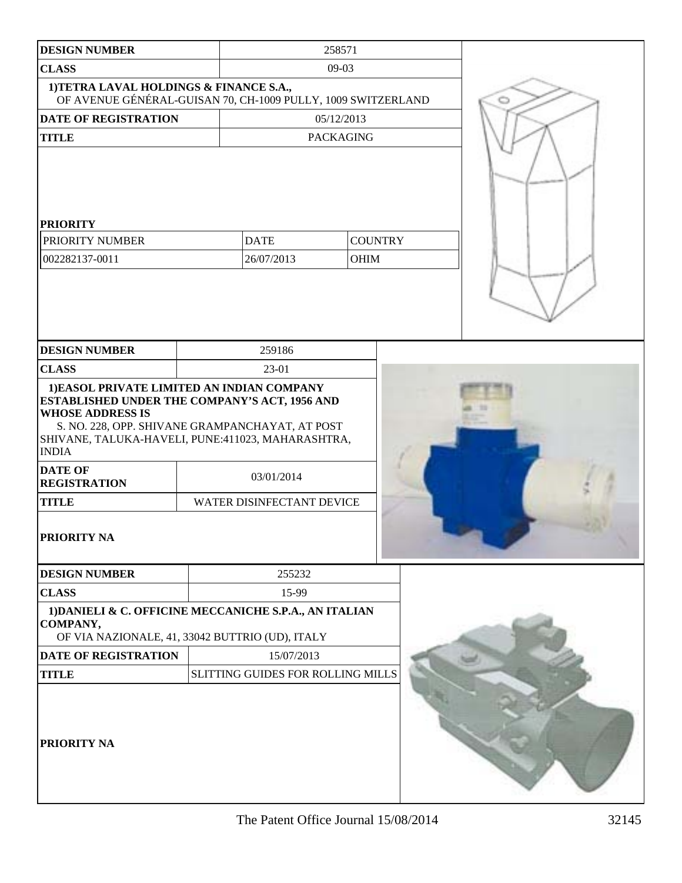| DESIGN NUMBER | 258571 | |
|---|---|---|
| CLASS | 09-03 | |
| 1)TETRA LAVAL HOLDINGS & FINANCE S.A., OF AVENUE GÉNÉRAL-GUISAN 70, CH-1009 PULLY, 1009 SWITZERLAND | | |
| DATE OF REGISTRATION | 05/12/2013 | |
| TITLE | PACKAGING | |
| PRIORITY | | |
| PRIORITY NUMBER | DATE | COUNTRY |
| 002282137-0011 | 26/07/2013 | OHIM |

| DESIGN NUMBER | 259186 |
|---|---|
| CLASS | 23-01 |
| 1)EASOL PRIVATE LIMITED AN INDIAN COMPANY ESTABLISHED UNDER THE COMPANY'S ACT, 1956 AND WHOSE ADDRESS IS S. NO. 228, OPP. SHIVANE GRAMPANCHAYAT, AT POST SHIVANE, TALUKA-HAVELI, PUNE:411023, MAHARASHTRA, INDIA | |
| DATE OF REGISTRATION | 03/01/2014 |
| TITLE | WATER DISINFECTANT DEVICE |
| PRIORITY NA | |

| DESIGN NUMBER | 255232 |
|---|---|
| CLASS | 15-99 |
| 1)DANIELI & C. OFFICINE MECCANICHE S.P.A., AN ITALIAN COMPANY, OF VIA NAZIONALE, 41, 33042 BUTTRIO (UD), ITALY | |
| DATE OF REGISTRATION | 15/07/2013 |
| TITLE | SLITTING GUIDES FOR ROLLING MILLS |
| PRIORITY NA | |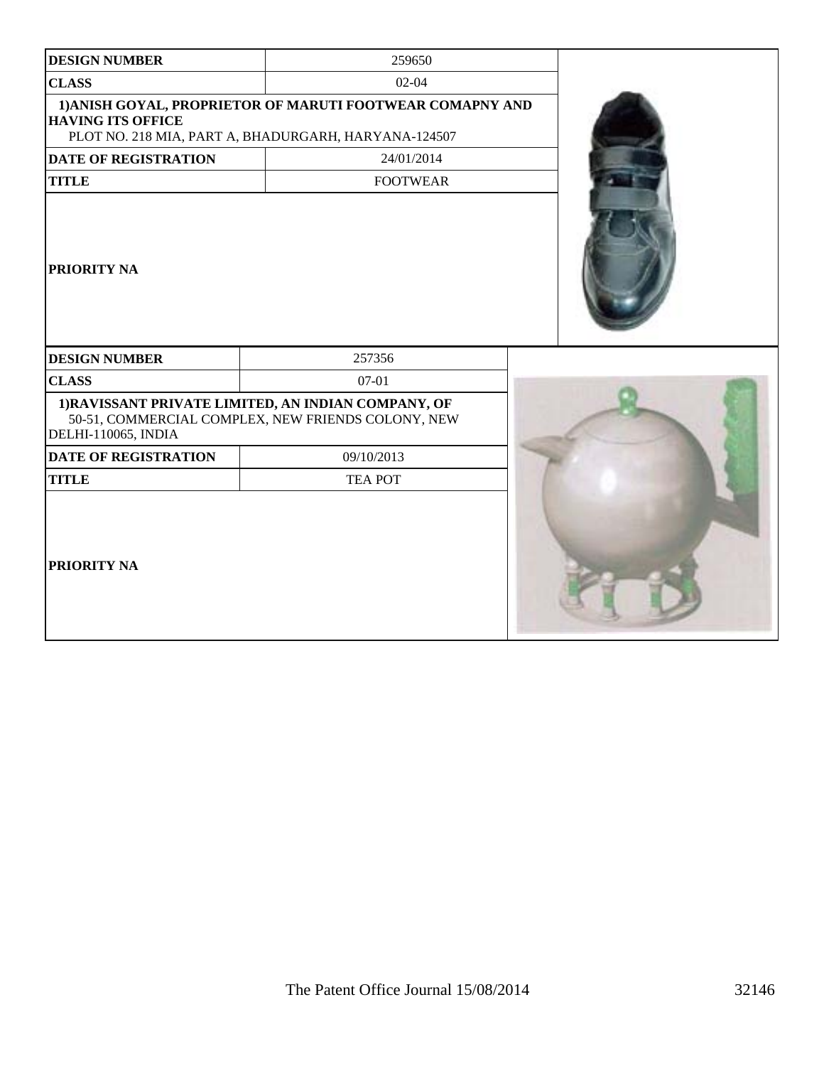| | |
|---|---|
| **DESIGN NUMBER** | 259650 |
| **CLASS** | 02-04 |
| **1)ANISH GOYAL, PROPRIETOR OF MARUTI FOOTWEAR COMAPNY AND HAVING ITS OFFICE** PLOT NO. 218 MIA, PART A, BHADURGARH, HARYANA-124507 | |
| **DATE OF REGISTRATION** | 24/01/2014 |
| **TITLE** | FOOTWEAR |
| **PRIORITY NA** | |

| | |
|---|---|
| **DESIGN NUMBER** | 257356 |
| **CLASS** | 07-01 |
| **1)RAVISSANT PRIVATE LIMITED, AN INDIAN COMPANY, OF** 50-51, COMMERCIAL COMPLEX, NEW FRIENDS COLONY, NEW DELHI-110065, INDIA | |
| **DATE OF REGISTRATION** | 09/10/2013 |
| **TITLE** | TEA POT |
| **PRIORITY NA** | |